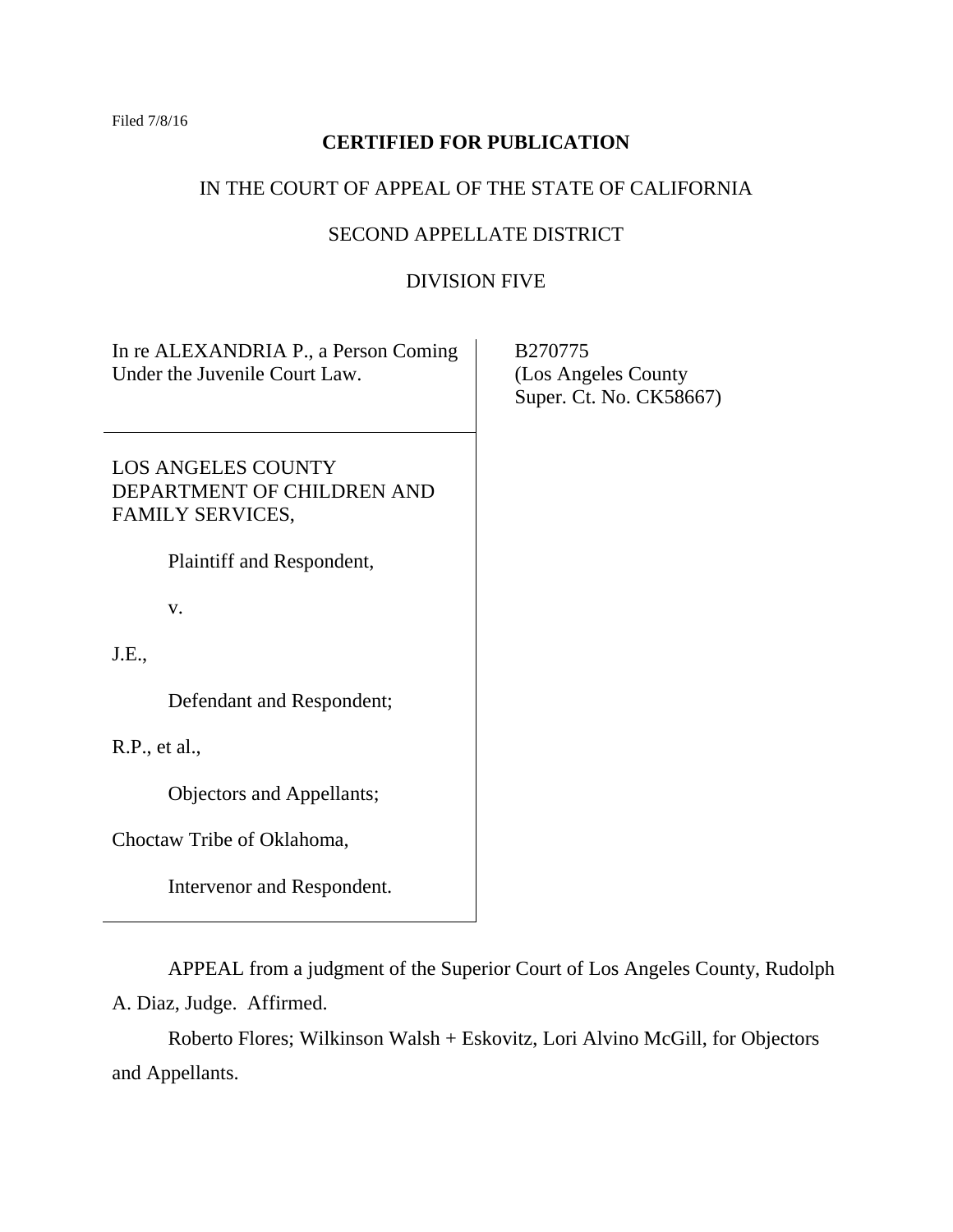Filed 7/8/16

**CERTIFIED FOR PUBLICATION**

IN THE COURT OF APPEAL OF THE STATE OF CALIFORNIA

SECOND APPELLATE DISTRICT

DIVISION FIVE

In re ALEXANDRIA P., a Person Coming Under the Juvenile Court Law.

B270775
(Los Angeles County Super. Ct. No. CK58667)

LOS ANGELES COUNTY DEPARTMENT OF CHILDREN AND FAMILY SERVICES,

Plaintiff and Respondent,

v.

J.E.,

Defendant and Respondent;

R.P., et al.,

Objectors and Appellants;

Choctaw Tribe of Oklahoma,

Intervenor and Respondent.

APPEAL from a judgment of the Superior Court of Los Angeles County, Rudolph A. Diaz, Judge. Affirmed.

Roberto Flores; Wilkinson Walsh + Eskovitz, Lori Alvino McGill, for Objectors and Appellants.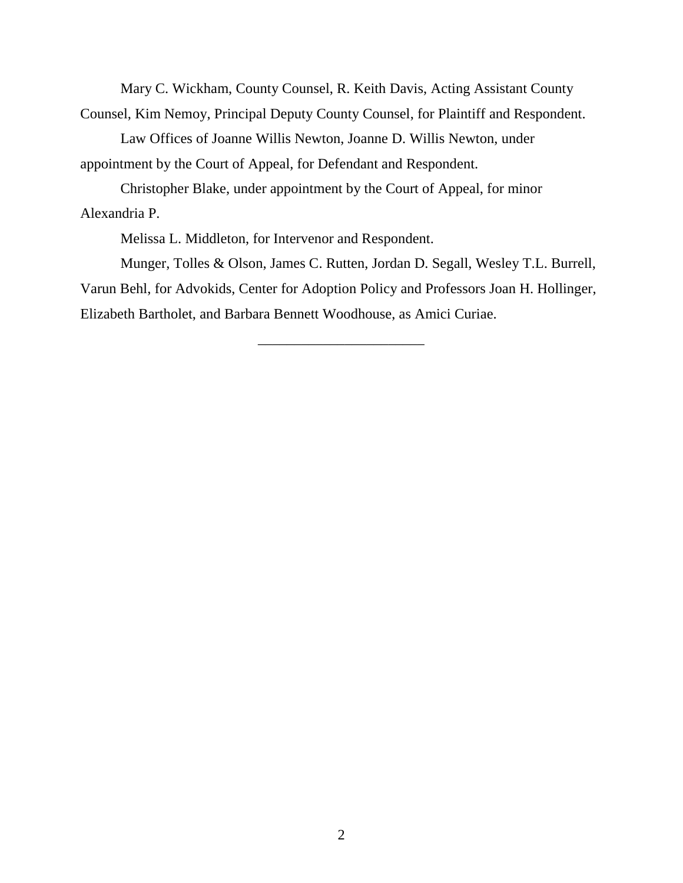Mary C. Wickham, County Counsel, R. Keith Davis, Acting Assistant County Counsel, Kim Nemoy, Principal Deputy County Counsel, for Plaintiff and Respondent.

Law Offices of Joanne Willis Newton, Joanne D. Willis Newton, under appointment by the Court of Appeal, for Defendant and Respondent.

Christopher Blake, under appointment by the Court of Appeal, for minor Alexandria P.

Melissa L. Middleton, for Intervenor and Respondent.

Munger, Tolles & Olson, James C. Rutten, Jordan D. Segall, Wesley T.L. Burrell, Varun Behl, for Advokids, Center for Adoption Policy and Professors Joan H. Hollinger, Elizabeth Bartholet, and Barbara Bennett Woodhouse, as Amici Curiae.

\_\_\_\_\_\_\_\_\_\_\_\_\_\_\_\_\_\_\_\_\_\_\_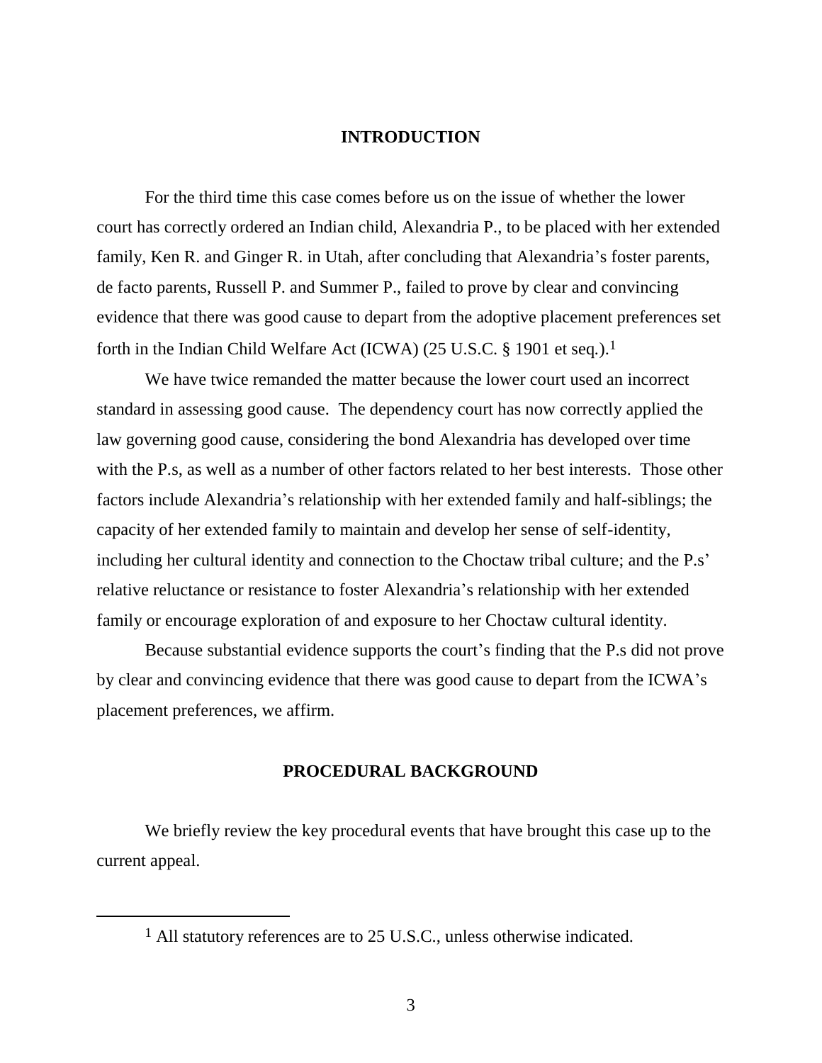## INTRODUCTION

For the third time this case comes before us on the issue of whether the lower court has correctly ordered an Indian child, Alexandria P., to be placed with her extended family, Ken R. and Ginger R. in Utah, after concluding that Alexandria's foster parents, de facto parents, Russell P. and Summer P., failed to prove by clear and convincing evidence that there was good cause to depart from the adoptive placement preferences set forth in the Indian Child Welfare Act (ICWA) (25 U.S.C. § 1901 et seq.).[1]

We have twice remanded the matter because the lower court used an incorrect standard in assessing good cause. The dependency court has now correctly applied the law governing good cause, considering the bond Alexandria has developed over time with the P.s, as well as a number of other factors related to her best interests. Those other factors include Alexandria's relationship with her extended family and half-siblings; the capacity of her extended family to maintain and develop her sense of self-identity, including her cultural identity and connection to the Choctaw tribal culture; and the P.s' relative reluctance or resistance to foster Alexandria's relationship with her extended family or encourage exploration of and exposure to her Choctaw cultural identity.

Because substantial evidence supports the court's finding that the P.s did not prove by clear and convincing evidence that there was good cause to depart from the ICWA's placement preferences, we affirm.

## PROCEDURAL BACKGROUND

We briefly review the key procedural events that have brought this case up to the current appeal.

[1] All statutory references are to 25 U.S.C., unless otherwise indicated.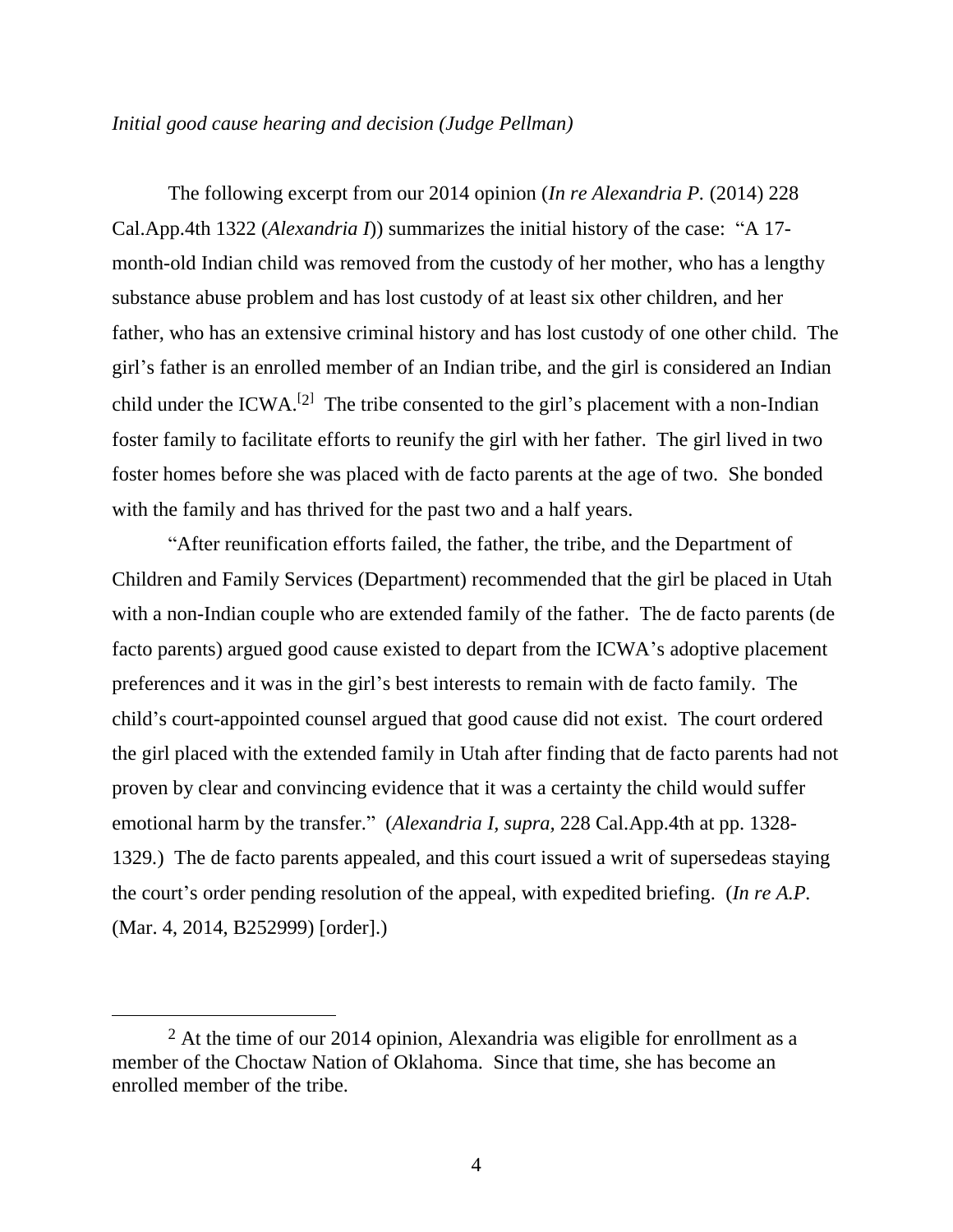*Initial good cause hearing and decision (Judge Pellman)*

The following excerpt from our 2014 opinion (*In re Alexandria P.* (2014) 228 Cal.App.4th 1322 (*Alexandria I*)) summarizes the initial history of the case: "A 17-month-old Indian child was removed from the custody of her mother, who has a lengthy substance abuse problem and has lost custody of at least six other children, and her father, who has an extensive criminal history and has lost custody of one other child. The girl's father is an enrolled member of an Indian tribe, and the girl is considered an Indian child under the ICWA.[2] The tribe consented to the girl's placement with a non-Indian foster family to facilitate efforts to reunify the girl with her father. The girl lived in two foster homes before she was placed with de facto parents at the age of two. She bonded with the family and has thrived for the past two and a half years.

"After reunification efforts failed, the father, the tribe, and the Department of Children and Family Services (Department) recommended that the girl be placed in Utah with a non-Indian couple who are extended family of the father. The de facto parents (de facto parents) argued good cause existed to depart from the ICWA's adoptive placement preferences and it was in the girl's best interests to remain with de facto family. The child's court-appointed counsel argued that good cause did not exist. The court ordered the girl placed with the extended family in Utah after finding that de facto parents had not proven by clear and convincing evidence that it was a certainty the child would suffer emotional harm by the transfer." (*Alexandria I, supra,* 228 Cal.App.4th at pp. 1328-1329.) The de facto parents appealed, and this court issued a writ of supersedeas staying the court's order pending resolution of the appeal, with expedited briefing. (*In re A.P.* (Mar. 4, 2014, B252999) [order].)

[2] At the time of our 2014 opinion, Alexandria was eligible for enrollment as a member of the Choctaw Nation of Oklahoma. Since that time, she has become an enrolled member of the tribe.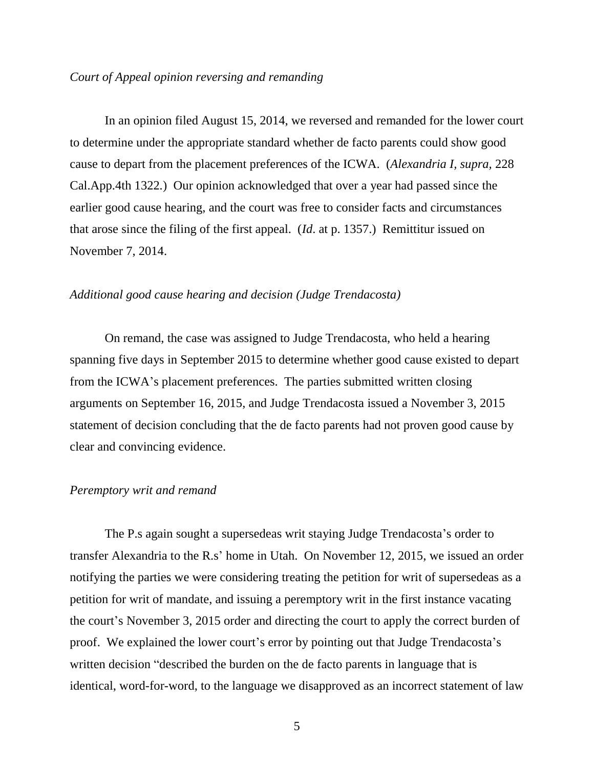*Court of Appeal opinion reversing and remanding*

In an opinion filed August 15, 2014, we reversed and remanded for the lower court to determine under the appropriate standard whether de facto parents could show good cause to depart from the placement preferences of the ICWA. (*Alexandria I, supra,* 228 Cal.App.4th 1322.) Our opinion acknowledged that over a year had passed since the earlier good cause hearing, and the court was free to consider facts and circumstances that arose since the filing of the first appeal. (*Id*. at p. 1357.) Remittitur issued on November 7, 2014.

*Additional good cause hearing and decision (Judge Trendacosta)*

On remand, the case was assigned to Judge Trendacosta, who held a hearing spanning five days in September 2015 to determine whether good cause existed to depart from the ICWA's placement preferences. The parties submitted written closing arguments on September 16, 2015, and Judge Trendacosta issued a November 3, 2015 statement of decision concluding that the de facto parents had not proven good cause by clear and convincing evidence.

*Peremptory writ and remand*

The P.s again sought a supersedeas writ staying Judge Trendacosta's order to transfer Alexandria to the R.s' home in Utah. On November 12, 2015, we issued an order notifying the parties we were considering treating the petition for writ of supersedeas as a petition for writ of mandate, and issuing a peremptory writ in the first instance vacating the court's November 3, 2015 order and directing the court to apply the correct burden of proof. We explained the lower court's error by pointing out that Judge Trendacosta's written decision "described the burden on the de facto parents in language that is identical, word-for-word, to the language we disapproved as an incorrect statement of law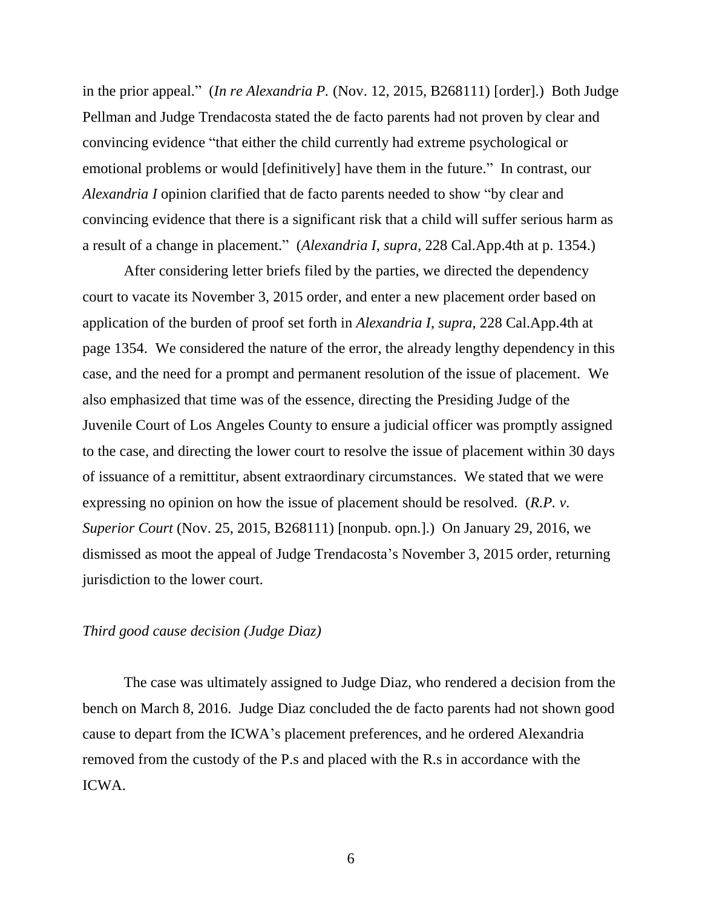in the prior appeal." (*In re Alexandria P.* (Nov. 12, 2015, B268111) [order].) Both Judge Pellman and Judge Trendacosta stated the de facto parents had not proven by clear and convincing evidence "that either the child currently had extreme psychological or emotional problems or would [definitively] have them in the future." In contrast, our *Alexandria I* opinion clarified that de facto parents needed to show "by clear and convincing evidence that there is a significant risk that a child will suffer serious harm as a result of a change in placement." (*Alexandria I, supra*, 228 Cal.App.4th at p. 1354.)

After considering letter briefs filed by the parties, we directed the dependency court to vacate its November 3, 2015 order, and enter a new placement order based on application of the burden of proof set forth in *Alexandria I, supra*, 228 Cal.App.4th at page 1354. We considered the nature of the error, the already lengthy dependency in this case, and the need for a prompt and permanent resolution of the issue of placement. We also emphasized that time was of the essence, directing the Presiding Judge of the Juvenile Court of Los Angeles County to ensure a judicial officer was promptly assigned to the case, and directing the lower court to resolve the issue of placement within 30 days of issuance of a remittitur, absent extraordinary circumstances. We stated that we were expressing no opinion on how the issue of placement should be resolved. (*R.P. v. Superior Court* (Nov. 25, 2015, B268111) [nonpub. opn.].) On January 29, 2016, we dismissed as moot the appeal of Judge Trendacosta's November 3, 2015 order, returning jurisdiction to the lower court.

*Third good cause decision (Judge Diaz)*

The case was ultimately assigned to Judge Diaz, who rendered a decision from the bench on March 8, 2016. Judge Diaz concluded the de facto parents had not shown good cause to depart from the ICWA's placement preferences, and he ordered Alexandria removed from the custody of the P.s and placed with the R.s in accordance with the ICWA.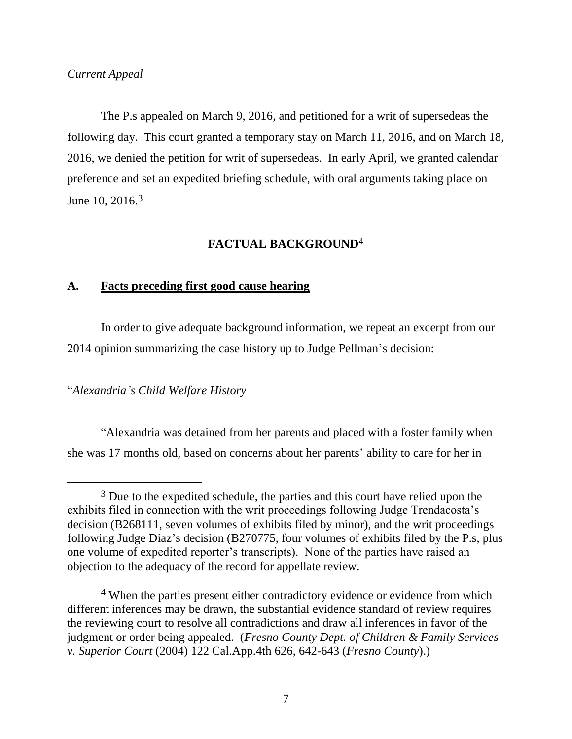*Current Appeal*

The P.s appealed on March 9, 2016, and petitioned for a writ of supersedeas the following day. This court granted a temporary stay on March 11, 2016, and on March 18, 2016, we denied the petition for writ of supersedeas. In early April, we granted calendar preference and set an expedited briefing schedule, with oral arguments taking place on June 10, 2016.[3]

## FACTUAL BACKGROUND[4]

### A. Facts preceding first good cause hearing

In order to give adequate background information, we repeat an excerpt from our 2014 opinion summarizing the case history up to Judge Pellman's decision:

"*Alexandria's Child Welfare History*

"Alexandria was detained from her parents and placed with a foster family when she was 17 months old, based on concerns about her parents' ability to care for her in

---

[3] Due to the expedited schedule, the parties and this court have relied upon the exhibits filed in connection with the writ proceedings following Judge Trendacosta's decision (B268111, seven volumes of exhibits filed by minor), and the writ proceedings following Judge Diaz's decision (B270775, four volumes of exhibits filed by the P.s, plus one volume of expedited reporter's transcripts). None of the parties have raised an objection to the adequacy of the record for appellate review.

[4] When the parties present either contradictory evidence or evidence from which different inferences may be drawn, the substantial evidence standard of review requires the reviewing court to resolve all contradictions and draw all inferences in favor of the judgment or order being appealed. (*Fresno County Dept. of Children & Family Services v. Superior Court* (2004) 122 Cal.App.4th 626, 642-643 (*Fresno County*).)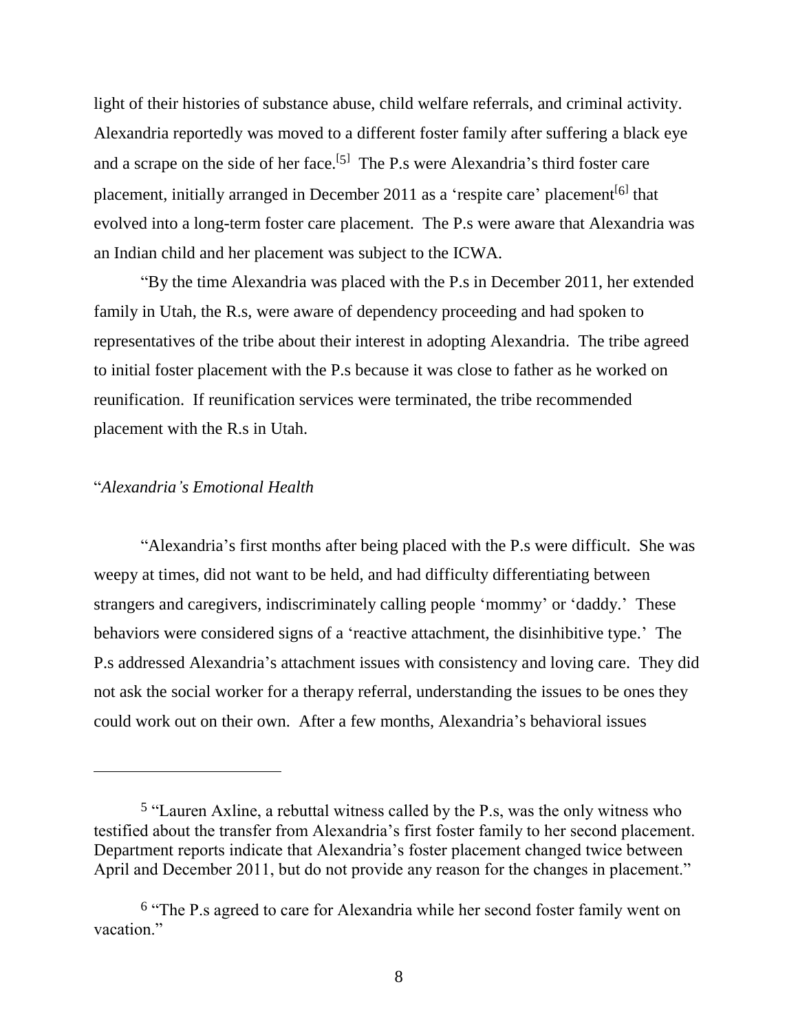light of their histories of substance abuse, child welfare referrals, and criminal activity. Alexandria reportedly was moved to a different foster family after suffering a black eye and a scrape on the side of her face.[5] The P.s were Alexandria's third foster care placement, initially arranged in December 2011 as a 'respite care' placement[6] that evolved into a long-term foster care placement. The P.s were aware that Alexandria was an Indian child and her placement was subject to the ICWA.

"By the time Alexandria was placed with the P.s in December 2011, her extended family in Utah, the R.s, were aware of dependency proceeding and had spoken to representatives of the tribe about their interest in adopting Alexandria. The tribe agreed to initial foster placement with the P.s because it was close to father as he worked on reunification. If reunification services were terminated, the tribe recommended placement with the R.s in Utah.

"*Alexandria's Emotional Health*

"Alexandria's first months after being placed with the P.s were difficult. She was weepy at times, did not want to be held, and had difficulty differentiating between strangers and caregivers, indiscriminately calling people 'mommy' or 'daddy.' These behaviors were considered signs of a 'reactive attachment, the disinhibitive type.' The P.s addressed Alexandria's attachment issues with consistency and loving care. They did not ask the social worker for a therapy referral, understanding the issues to be ones they could work out on their own. After a few months, Alexandria's behavioral issues

---

[5] "Lauren Axline, a rebuttal witness called by the P.s, was the only witness who testified about the transfer from Alexandria's first foster family to her second placement. Department reports indicate that Alexandria's foster placement changed twice between April and December 2011, but do not provide any reason for the changes in placement."

[6] "The P.s agreed to care for Alexandria while her second foster family went on vacation."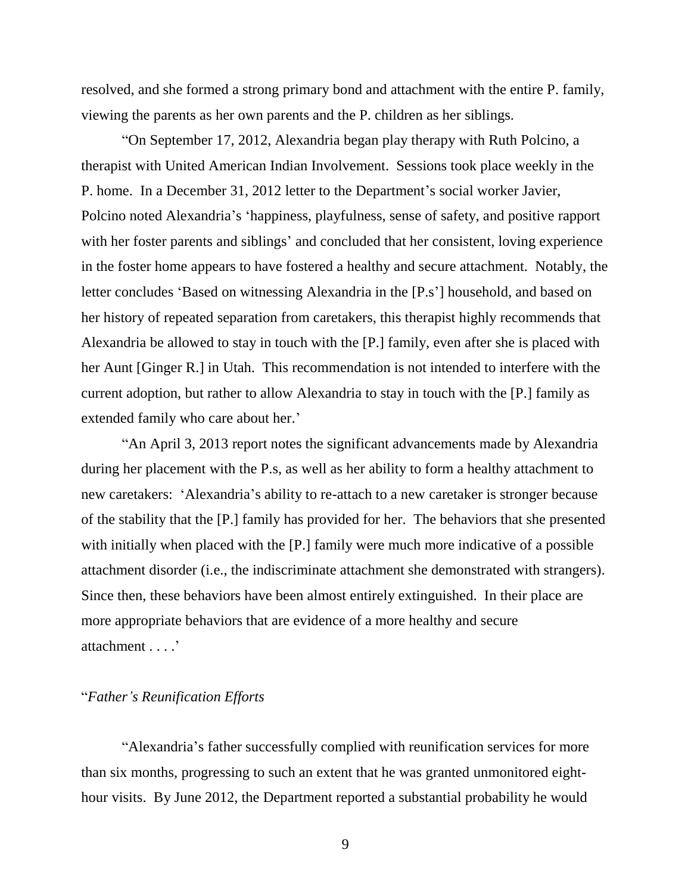resolved, and she formed a strong primary bond and attachment with the entire P. family, viewing the parents as her own parents and the P. children as her siblings.

"On September 17, 2012, Alexandria began play therapy with Ruth Polcino, a therapist with United American Indian Involvement. Sessions took place weekly in the P. home. In a December 31, 2012 letter to the Department's social worker Javier, Polcino noted Alexandria's 'happiness, playfulness, sense of safety, and positive rapport with her foster parents and siblings' and concluded that her consistent, loving experience in the foster home appears to have fostered a healthy and secure attachment. Notably, the letter concludes 'Based on witnessing Alexandria in the [P.s'] household, and based on her history of repeated separation from caretakers, this therapist highly recommends that Alexandria be allowed to stay in touch with the [P.] family, even after she is placed with her Aunt [Ginger R.] in Utah. This recommendation is not intended to interfere with the current adoption, but rather to allow Alexandria to stay in touch with the [P.] family as extended family who care about her.'

"An April 3, 2013 report notes the significant advancements made by Alexandria during her placement with the P.s, as well as her ability to form a healthy attachment to new caretakers: 'Alexandria's ability to re-attach to a new caretaker is stronger because of the stability that the [P.] family has provided for her. The behaviors that she presented with initially when placed with the [P.] family were much more indicative of a possible attachment disorder (i.e., the indiscriminate attachment she demonstrated with strangers). Since then, these behaviors have been almost entirely extinguished. In their place are more appropriate behaviors that are evidence of a more healthy and secure attachment . . . .'

"*Father's Reunification Efforts*

"Alexandria's father successfully complied with reunification services for more than six months, progressing to such an extent that he was granted unmonitored eight-hour visits. By June 2012, the Department reported a substantial probability he would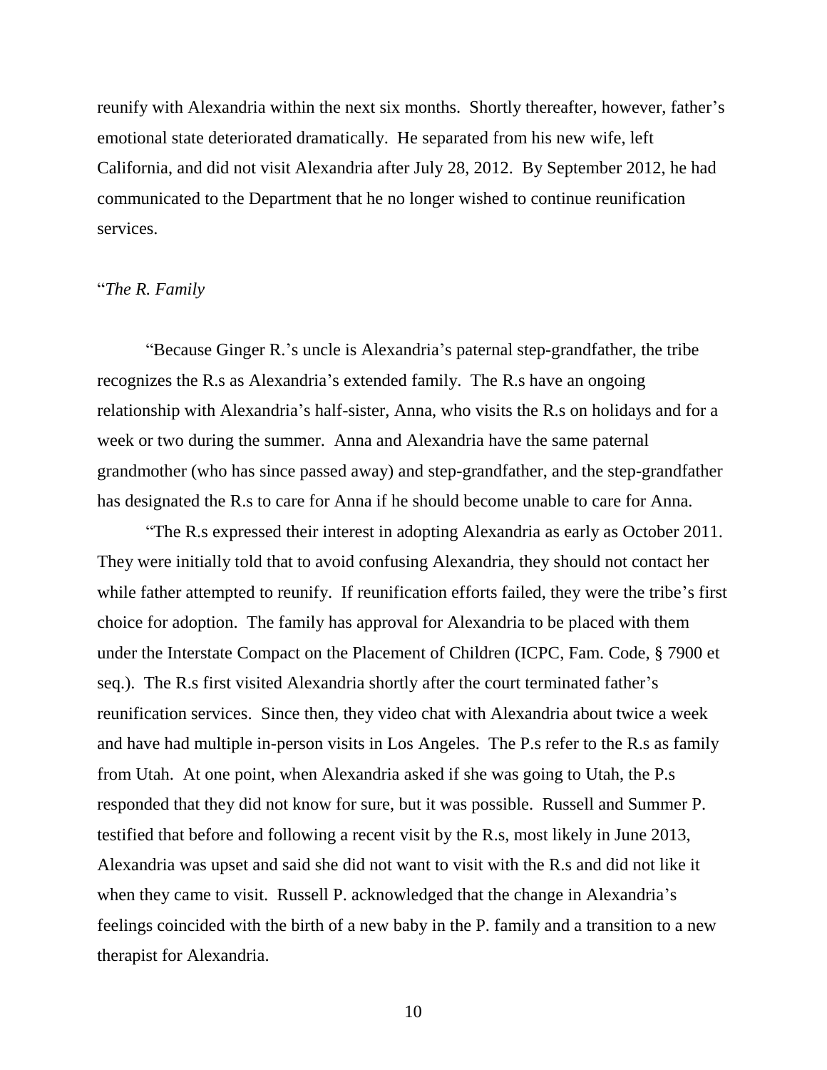reunify with Alexandria within the next six months. Shortly thereafter, however, father's emotional state deteriorated dramatically. He separated from his new wife, left California, and did not visit Alexandria after July 28, 2012. By September 2012, he had communicated to the Department that he no longer wished to continue reunification services.

"*The R. Family*

"Because Ginger R.'s uncle is Alexandria's paternal step-grandfather, the tribe recognizes the R.s as Alexandria's extended family. The R.s have an ongoing relationship with Alexandria's half-sister, Anna, who visits the R.s on holidays and for a week or two during the summer. Anna and Alexandria have the same paternal grandmother (who has since passed away) and step-grandfather, and the step-grandfather has designated the R.s to care for Anna if he should become unable to care for Anna.

"The R.s expressed their interest in adopting Alexandria as early as October 2011. They were initially told that to avoid confusing Alexandria, they should not contact her while father attempted to reunify. If reunification efforts failed, they were the tribe's first choice for adoption. The family has approval for Alexandria to be placed with them under the Interstate Compact on the Placement of Children (ICPC, Fam. Code, § 7900 et seq.). The R.s first visited Alexandria shortly after the court terminated father's reunification services. Since then, they video chat with Alexandria about twice a week and have had multiple in-person visits in Los Angeles. The P.s refer to the R.s as family from Utah. At one point, when Alexandria asked if she was going to Utah, the P.s responded that they did not know for sure, but it was possible. Russell and Summer P. testified that before and following a recent visit by the R.s, most likely in June 2013, Alexandria was upset and said she did not want to visit with the R.s and did not like it when they came to visit. Russell P. acknowledged that the change in Alexandria's feelings coincided with the birth of a new baby in the P. family and a transition to a new therapist for Alexandria.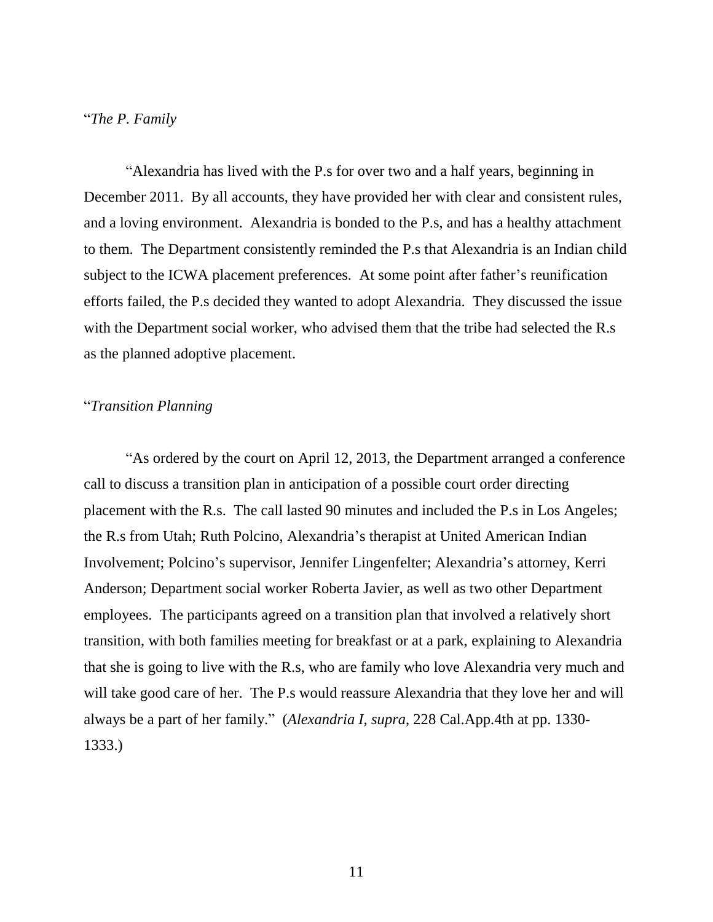"*The P. Family*

"Alexandria has lived with the P.s for over two and a half years, beginning in December 2011. By all accounts, they have provided her with clear and consistent rules, and a loving environment. Alexandria is bonded to the P.s, and has a healthy attachment to them. The Department consistently reminded the P.s that Alexandria is an Indian child subject to the ICWA placement preferences. At some point after father's reunification efforts failed, the P.s decided they wanted to adopt Alexandria. They discussed the issue with the Department social worker, who advised them that the tribe had selected the R.s as the planned adoptive placement.

"*Transition Planning*

"As ordered by the court on April 12, 2013, the Department arranged a conference call to discuss a transition plan in anticipation of a possible court order directing placement with the R.s. The call lasted 90 minutes and included the P.s in Los Angeles; the R.s from Utah; Ruth Polcino, Alexandria's therapist at United American Indian Involvement; Polcino's supervisor, Jennifer Lingenfelter; Alexandria's attorney, Kerri Anderson; Department social worker Roberta Javier, as well as two other Department employees. The participants agreed on a transition plan that involved a relatively short transition, with both families meeting for breakfast or at a park, explaining to Alexandria that she is going to live with the R.s, who are family who love Alexandria very much and will take good care of her. The P.s would reassure Alexandria that they love her and will always be a part of her family." (*Alexandria I, supra*, 228 Cal.App.4th at pp. 1330-1333.)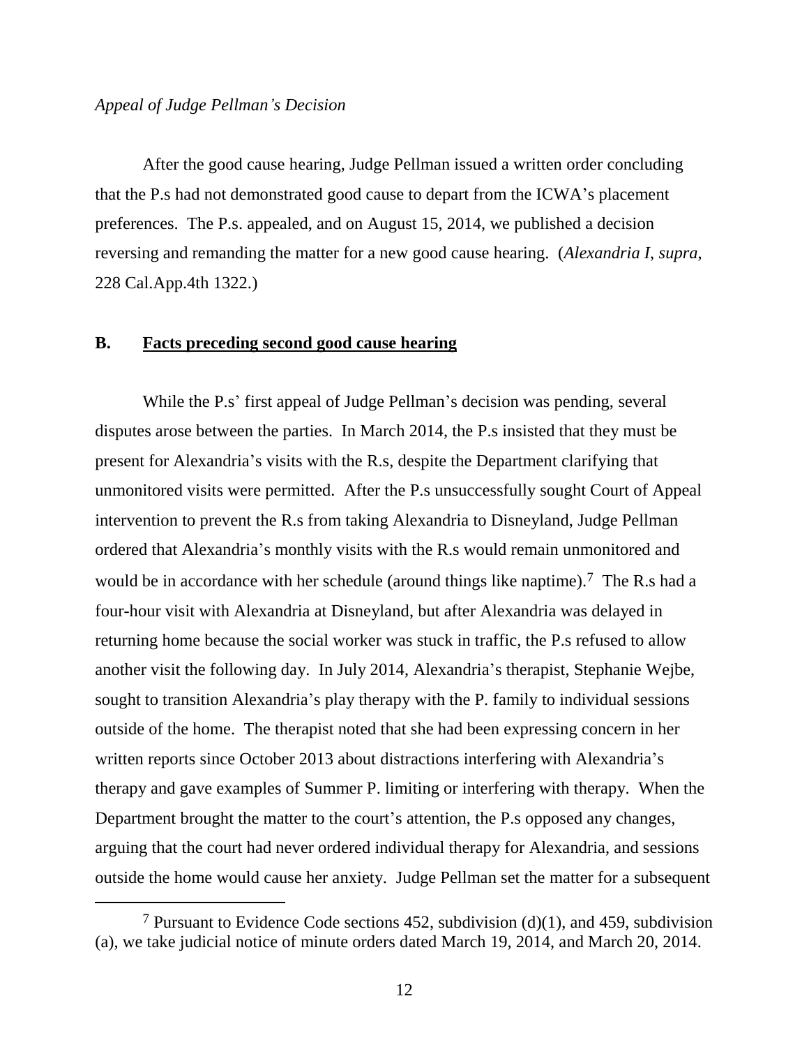*Appeal of Judge Pellman's Decision*

After the good cause hearing, Judge Pellman issued a written order concluding that the P.s had not demonstrated good cause to depart from the ICWA's placement preferences. The P.s. appealed, and on August 15, 2014, we published a decision reversing and remanding the matter for a new good cause hearing. (*Alexandria I*, *supra*, 228 Cal.App.4th 1322.)

## B. **Facts preceding second good cause hearing**

While the P.s' first appeal of Judge Pellman's decision was pending, several disputes arose between the parties. In March 2014, the P.s insisted that they must be present for Alexandria's visits with the R.s, despite the Department clarifying that unmonitored visits were permitted. After the P.s unsuccessfully sought Court of Appeal intervention to prevent the R.s from taking Alexandria to Disneyland, Judge Pellman ordered that Alexandria's monthly visits with the R.s would remain unmonitored and would be in accordance with her schedule (around things like naptime).[7] The R.s had a four-hour visit with Alexandria at Disneyland, but after Alexandria was delayed in returning home because the social worker was stuck in traffic, the P.s refused to allow another visit the following day. In July 2014, Alexandria's therapist, Stephanie Wejbe, sought to transition Alexandria's play therapy with the P. family to individual sessions outside of the home. The therapist noted that she had been expressing concern in her written reports since October 2013 about distractions interfering with Alexandria's therapy and gave examples of Summer P. limiting or interfering with therapy. When the Department brought the matter to the court's attention, the P.s opposed any changes, arguing that the court had never ordered individual therapy for Alexandria, and sessions outside the home would cause her anxiety. Judge Pellman set the matter for a subsequent

[7] Pursuant to Evidence Code sections 452, subdivision (d)(1), and 459, subdivision (a), we take judicial notice of minute orders dated March 19, 2014, and March 20, 2014.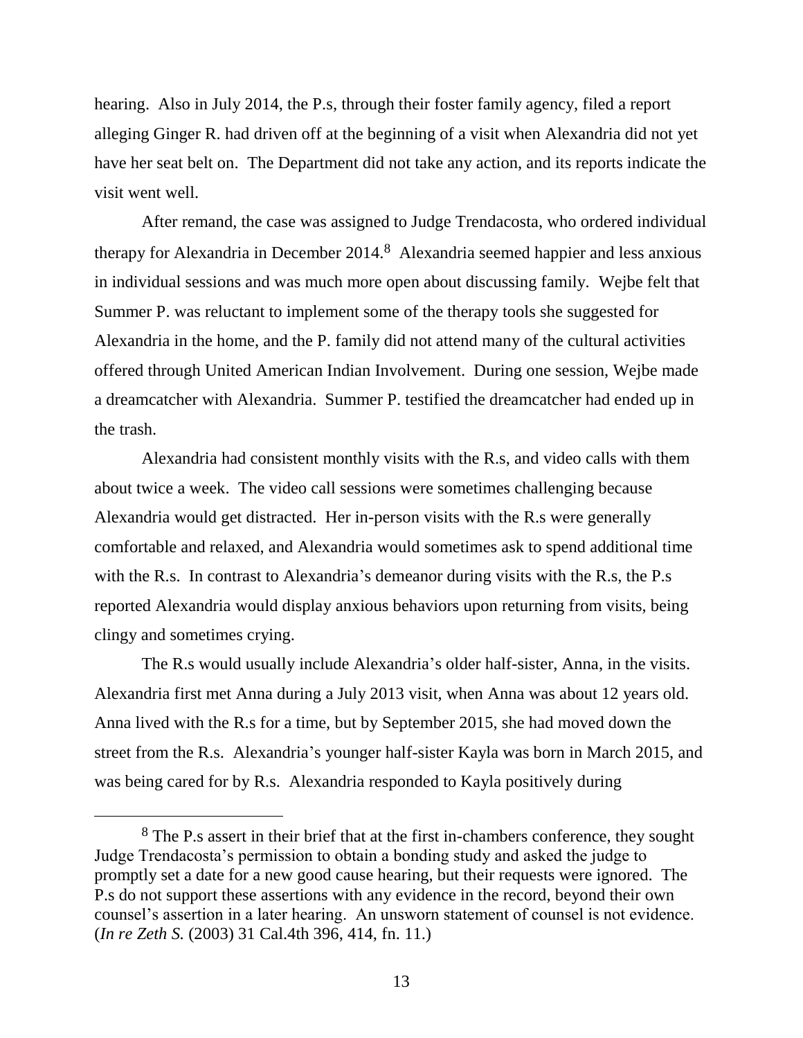hearing. Also in July 2014, the P.s, through their foster family agency, filed a report alleging Ginger R. had driven off at the beginning of a visit when Alexandria did not yet have her seat belt on. The Department did not take any action, and its reports indicate the visit went well.

After remand, the case was assigned to Judge Trendacosta, who ordered individual therapy for Alexandria in December 2014.[8] Alexandria seemed happier and less anxious in individual sessions and was much more open about discussing family. Wejbe felt that Summer P. was reluctant to implement some of the therapy tools she suggested for Alexandria in the home, and the P. family did not attend many of the cultural activities offered through United American Indian Involvement. During one session, Wejbe made a dreamcatcher with Alexandria. Summer P. testified the dreamcatcher had ended up in the trash.

Alexandria had consistent monthly visits with the R.s, and video calls with them about twice a week. The video call sessions were sometimes challenging because Alexandria would get distracted. Her in-person visits with the R.s were generally comfortable and relaxed, and Alexandria would sometimes ask to spend additional time with the R.s. In contrast to Alexandria's demeanor during visits with the R.s, the P.s reported Alexandria would display anxious behaviors upon returning from visits, being clingy and sometimes crying.

The R.s would usually include Alexandria's older half-sister, Anna, in the visits. Alexandria first met Anna during a July 2013 visit, when Anna was about 12 years old. Anna lived with the R.s for a time, but by September 2015, she had moved down the street from the R.s. Alexandria's younger half-sister Kayla was born in March 2015, and was being cared for by R.s. Alexandria responded to Kayla positively during

[8] The P.s assert in their brief that at the first in-chambers conference, they sought Judge Trendacosta's permission to obtain a bonding study and asked the judge to promptly set a date for a new good cause hearing, but their requests were ignored. The P.s do not support these assertions with any evidence in the record, beyond their own counsel's assertion in a later hearing. An unsworn statement of counsel is not evidence. (*In re Zeth S.* (2003) 31 Cal.4th 396, 414, fn. 11.)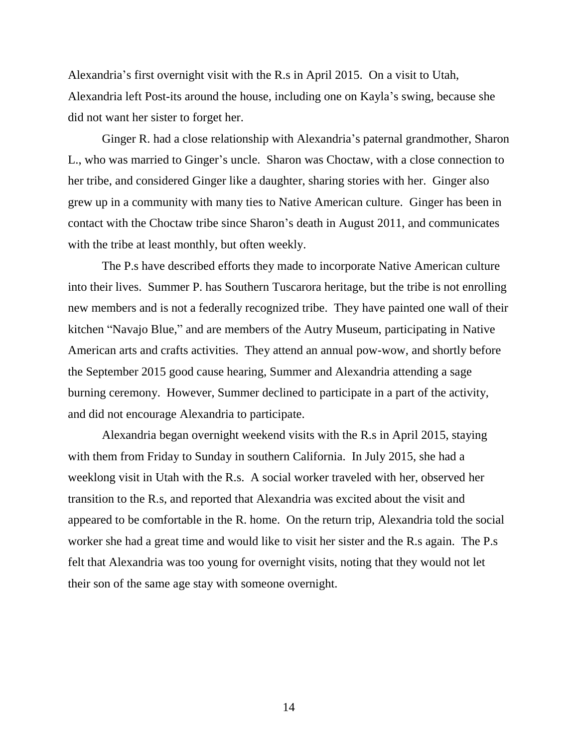Alexandria's first overnight visit with the R.s in April 2015. On a visit to Utah, Alexandria left Post-its around the house, including one on Kayla's swing, because she did not want her sister to forget her.

Ginger R. had a close relationship with Alexandria's paternal grandmother, Sharon L., who was married to Ginger's uncle. Sharon was Choctaw, with a close connection to her tribe, and considered Ginger like a daughter, sharing stories with her. Ginger also grew up in a community with many ties to Native American culture. Ginger has been in contact with the Choctaw tribe since Sharon's death in August 2011, and communicates with the tribe at least monthly, but often weekly.

The P.s have described efforts they made to incorporate Native American culture into their lives. Summer P. has Southern Tuscarora heritage, but the tribe is not enrolling new members and is not a federally recognized tribe. They have painted one wall of their kitchen "Navajo Blue," and are members of the Autry Museum, participating in Native American arts and crafts activities. They attend an annual pow-wow, and shortly before the September 2015 good cause hearing, Summer and Alexandria attending a sage burning ceremony. However, Summer declined to participate in a part of the activity, and did not encourage Alexandria to participate.

Alexandria began overnight weekend visits with the R.s in April 2015, staying with them from Friday to Sunday in southern California. In July 2015, she had a weeklong visit in Utah with the R.s. A social worker traveled with her, observed her transition to the R.s, and reported that Alexandria was excited about the visit and appeared to be comfortable in the R. home. On the return trip, Alexandria told the social worker she had a great time and would like to visit her sister and the R.s again. The P.s felt that Alexandria was too young for overnight visits, noting that they would not let their son of the same age stay with someone overnight.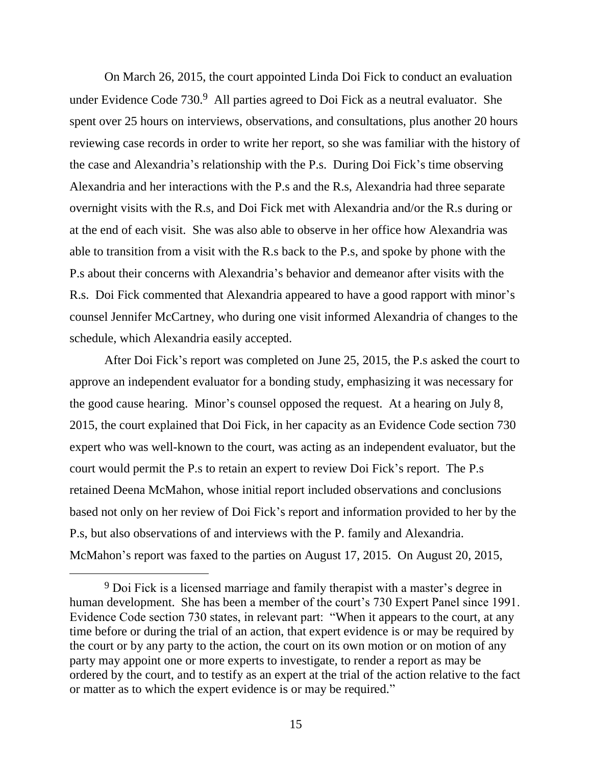On March 26, 2015, the court appointed Linda Doi Fick to conduct an evaluation under Evidence Code 730.[9] All parties agreed to Doi Fick as a neutral evaluator. She spent over 25 hours on interviews, observations, and consultations, plus another 20 hours reviewing case records in order to write her report, so she was familiar with the history of the case and Alexandria's relationship with the P.s. During Doi Fick's time observing Alexandria and her interactions with the P.s and the R.s, Alexandria had three separate overnight visits with the R.s, and Doi Fick met with Alexandria and/or the R.s during or at the end of each visit. She was also able to observe in her office how Alexandria was able to transition from a visit with the R.s back to the P.s, and spoke by phone with the P.s about their concerns with Alexandria's behavior and demeanor after visits with the R.s. Doi Fick commented that Alexandria appeared to have a good rapport with minor's counsel Jennifer McCartney, who during one visit informed Alexandria of changes to the schedule, which Alexandria easily accepted.

After Doi Fick's report was completed on June 25, 2015, the P.s asked the court to approve an independent evaluator for a bonding study, emphasizing it was necessary for the good cause hearing. Minor's counsel opposed the request. At a hearing on July 8, 2015, the court explained that Doi Fick, in her capacity as an Evidence Code section 730 expert who was well-known to the court, was acting as an independent evaluator, but the court would permit the P.s to retain an expert to review Doi Fick's report. The P.s retained Deena McMahon, whose initial report included observations and conclusions based not only on her review of Doi Fick's report and information provided to her by the P.s, but also observations of and interviews with the P. family and Alexandria. McMahon's report was faxed to the parties on August 17, 2015. On August 20, 2015,

[9] Doi Fick is a licensed marriage and family therapist with a master's degree in human development. She has been a member of the court's 730 Expert Panel since 1991. Evidence Code section 730 states, in relevant part: "When it appears to the court, at any time before or during the trial of an action, that expert evidence is or may be required by the court or by any party to the action, the court on its own motion or on motion of any party may appoint one or more experts to investigate, to render a report as may be ordered by the court, and to testify as an expert at the trial of the action relative to the fact or matter as to which the expert evidence is or may be required."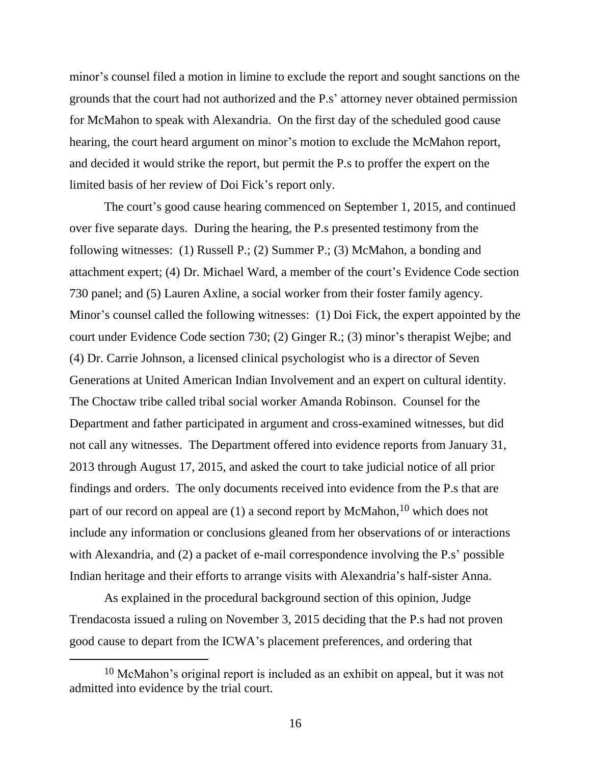minor's counsel filed a motion in limine to exclude the report and sought sanctions on the grounds that the court had not authorized and the P.s' attorney never obtained permission for McMahon to speak with Alexandria. On the first day of the scheduled good cause hearing, the court heard argument on minor's motion to exclude the McMahon report, and decided it would strike the report, but permit the P.s to proffer the expert on the limited basis of her review of Doi Fick's report only.

The court's good cause hearing commenced on September 1, 2015, and continued over five separate days. During the hearing, the P.s presented testimony from the following witnesses: (1) Russell P.; (2) Summer P.; (3) McMahon, a bonding and attachment expert; (4) Dr. Michael Ward, a member of the court's Evidence Code section 730 panel; and (5) Lauren Axline, a social worker from their foster family agency. Minor's counsel called the following witnesses: (1) Doi Fick, the expert appointed by the court under Evidence Code section 730; (2) Ginger R.; (3) minor's therapist Wejbe; and (4) Dr. Carrie Johnson, a licensed clinical psychologist who is a director of Seven Generations at United American Indian Involvement and an expert on cultural identity. The Choctaw tribe called tribal social worker Amanda Robinson. Counsel for the Department and father participated in argument and cross-examined witnesses, but did not call any witnesses. The Department offered into evidence reports from January 31, 2013 through August 17, 2015, and asked the court to take judicial notice of all prior findings and orders. The only documents received into evidence from the P.s that are part of our record on appeal are (1) a second report by McMahon,[10] which does not include any information or conclusions gleaned from her observations of or interactions with Alexandria, and (2) a packet of e-mail correspondence involving the P.s' possible Indian heritage and their efforts to arrange visits with Alexandria's half-sister Anna.

As explained in the procedural background section of this opinion, Judge Trendacosta issued a ruling on November 3, 2015 deciding that the P.s had not proven good cause to depart from the ICWA's placement preferences, and ordering that

[10] McMahon's original report is included as an exhibit on appeal, but it was not admitted into evidence by the trial court.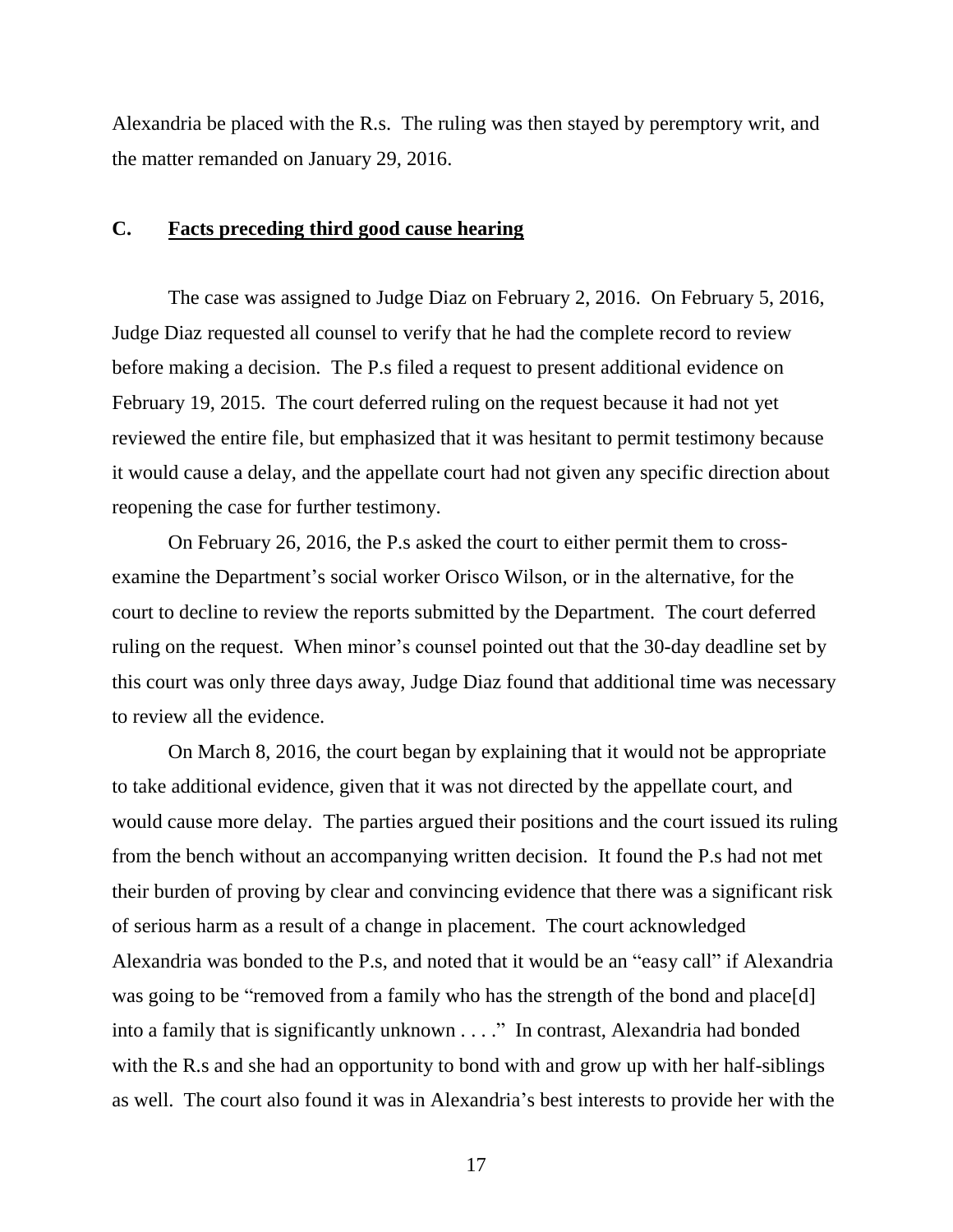Alexandria be placed with the R.s. The ruling was then stayed by peremptory writ, and the matter remanded on January 29, 2016.

### C. <u>Facts preceding third good cause hearing</u>

The case was assigned to Judge Diaz on February 2, 2016. On February 5, 2016, Judge Diaz requested all counsel to verify that he had the complete record to review before making a decision. The P.s filed a request to present additional evidence on February 19, 2015. The court deferred ruling on the request because it had not yet reviewed the entire file, but emphasized that it was hesitant to permit testimony because it would cause a delay, and the appellate court had not given any specific direction about reopening the case for further testimony.

On February 26, 2016, the P.s asked the court to either permit them to cross-examine the Department's social worker Orisco Wilson, or in the alternative, for the court to decline to review the reports submitted by the Department. The court deferred ruling on the request. When minor's counsel pointed out that the 30-day deadline set by this court was only three days away, Judge Diaz found that additional time was necessary to review all the evidence.

On March 8, 2016, the court began by explaining that it would not be appropriate to take additional evidence, given that it was not directed by the appellate court, and would cause more delay. The parties argued their positions and the court issued its ruling from the bench without an accompanying written decision. It found the P.s had not met their burden of proving by clear and convincing evidence that there was a significant risk of serious harm as a result of a change in placement. The court acknowledged Alexandria was bonded to the P.s, and noted that it would be an "easy call" if Alexandria was going to be "removed from a family who has the strength of the bond and place[d] into a family that is significantly unknown . . . ." In contrast, Alexandria had bonded with the R.s and she had an opportunity to bond with and grow up with her half-siblings as well. The court also found it was in Alexandria's best interests to provide her with the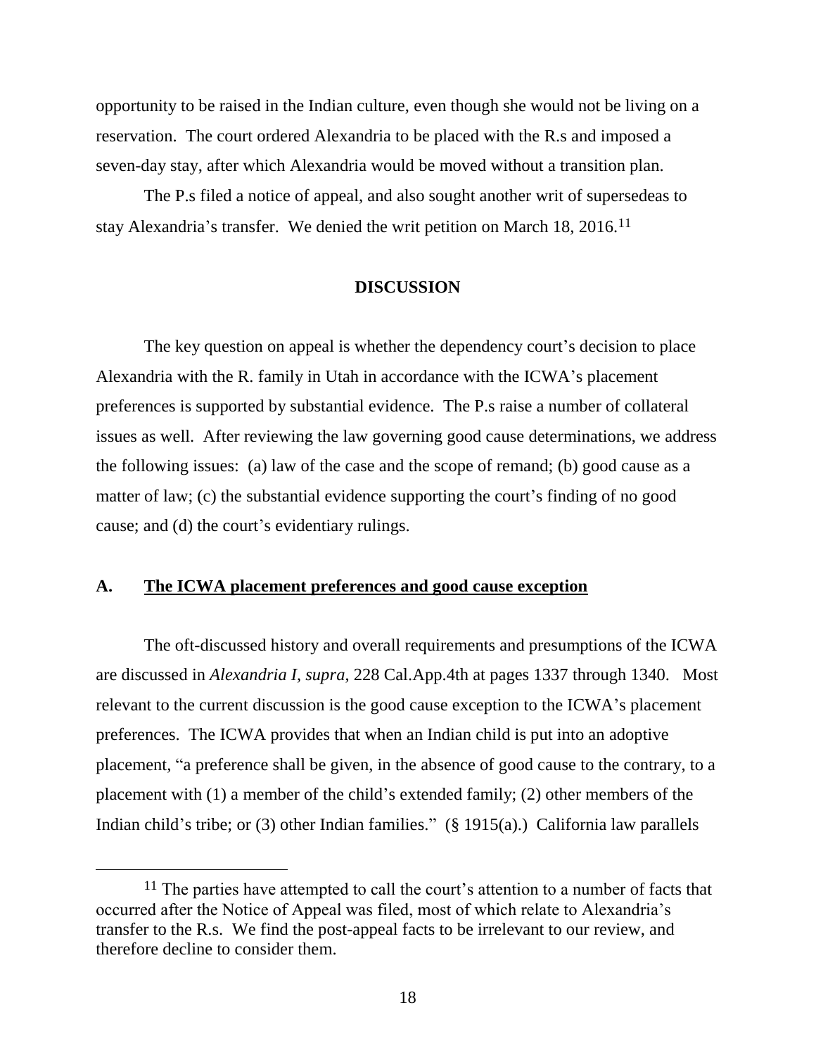opportunity to be raised in the Indian culture, even though she would not be living on a reservation. The court ordered Alexandria to be placed with the R.s and imposed a seven-day stay, after which Alexandria would be moved without a transition plan.

The P.s filed a notice of appeal, and also sought another writ of supersedeas to stay Alexandria's transfer. We denied the writ petition on March 18, 2016.[11]

## DISCUSSION

The key question on appeal is whether the dependency court's decision to place Alexandria with the R. family in Utah in accordance with the ICWA's placement preferences is supported by substantial evidence. The P.s raise a number of collateral issues as well. After reviewing the law governing good cause determinations, we address the following issues: (a) law of the case and the scope of remand; (b) good cause as a matter of law; (c) the substantial evidence supporting the court's finding of no good cause; and (d) the court's evidentiary rulings.

### A. <u>The ICWA placement preferences and good cause exception</u>

The oft-discussed history and overall requirements and presumptions of the ICWA are discussed in *Alexandria I*, *supra*, 228 Cal.App.4th at pages 1337 through 1340. Most relevant to the current discussion is the good cause exception to the ICWA's placement preferences. The ICWA provides that when an Indian child is put into an adoptive placement, "a preference shall be given, in the absence of good cause to the contrary, to a placement with (1) a member of the child's extended family; (2) other members of the Indian child's tribe; or (3) other Indian families." (§ 1915(a).) California law parallels

---

[11] The parties have attempted to call the court's attention to a number of facts that occurred after the Notice of Appeal was filed, most of which relate to Alexandria's transfer to the R.s. We find the post-appeal facts to be irrelevant to our review, and therefore decline to consider them.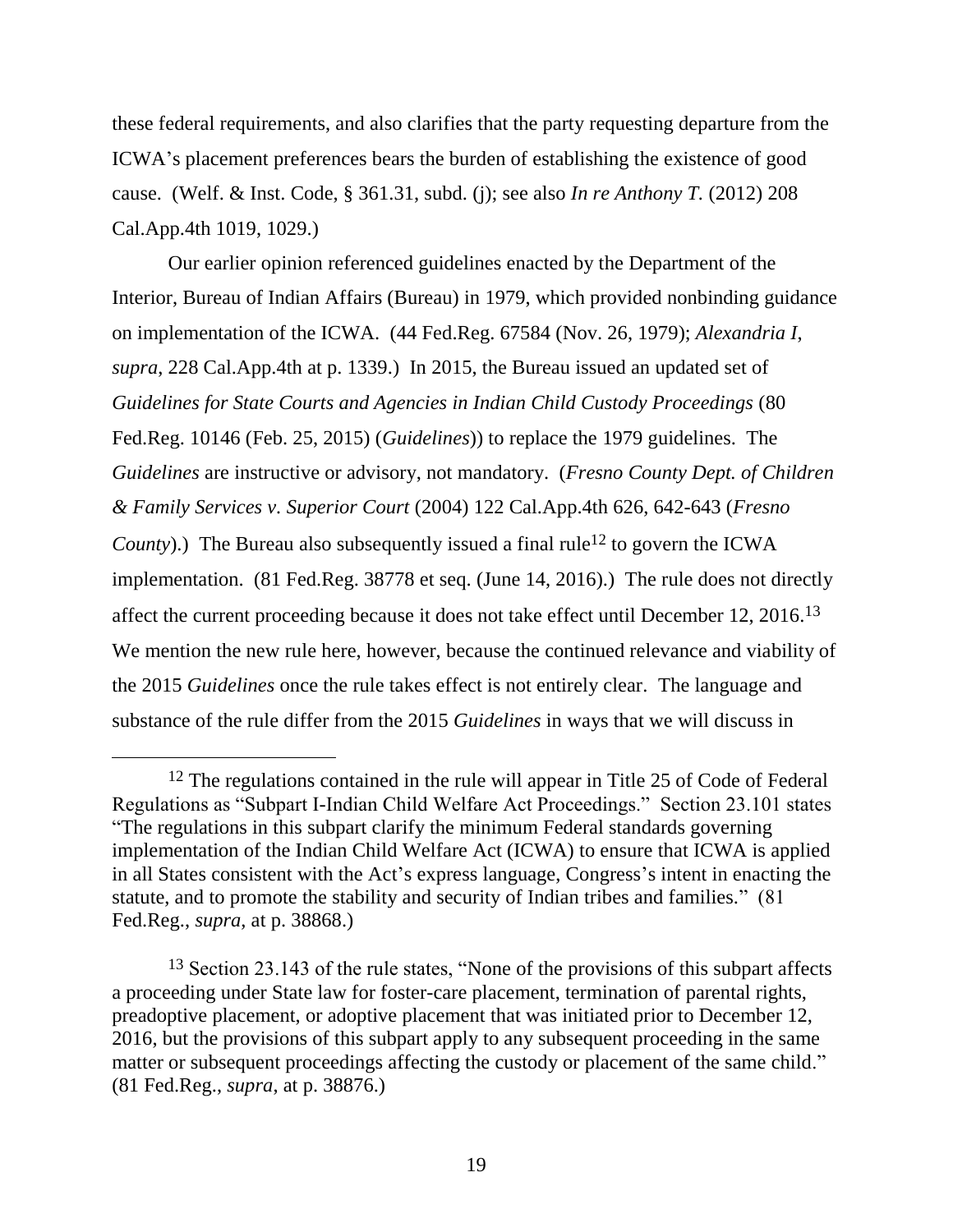these federal requirements, and also clarifies that the party requesting departure from the ICWA's placement preferences bears the burden of establishing the existence of good cause. (Welf. & Inst. Code, § 361.31, subd. (j); see also *In re Anthony T.* (2012) 208 Cal.App.4th 1019, 1029.)

Our earlier opinion referenced guidelines enacted by the Department of the Interior, Bureau of Indian Affairs (Bureau) in 1979, which provided nonbinding guidance on implementation of the ICWA. (44 Fed.Reg. 67584 (Nov. 26, 1979); *Alexandria I*, *supra*, 228 Cal.App.4th at p. 1339.) In 2015, the Bureau issued an updated set of *Guidelines for State Courts and Agencies in Indian Child Custody Proceedings* (80 Fed.Reg. 10146 (Feb. 25, 2015) (*Guidelines*)) to replace the 1979 guidelines. The *Guidelines* are instructive or advisory, not mandatory. (*Fresno County Dept. of Children & Family Services v. Superior Court* (2004) 122 Cal.App.4th 626, 642-643 (*Fresno County*).) The Bureau also subsequently issued a final rule[12] to govern the ICWA implementation. (81 Fed.Reg. 38778 et seq. (June 14, 2016).) The rule does not directly affect the current proceeding because it does not take effect until December 12, 2016.[13] We mention the new rule here, however, because the continued relevance and viability of the 2015 *Guidelines* once the rule takes effect is not entirely clear. The language and substance of the rule differ from the 2015 *Guidelines* in ways that we will discuss in

---

[12] The regulations contained in the rule will appear in Title 25 of Code of Federal Regulations as "Subpart I-Indian Child Welfare Act Proceedings." Section 23.101 states "The regulations in this subpart clarify the minimum Federal standards governing implementation of the Indian Child Welfare Act (ICWA) to ensure that ICWA is applied in all States consistent with the Act's express language, Congress's intent in enacting the statute, and to promote the stability and security of Indian tribes and families." (81 Fed.Reg., *supra*, at p. 38868.)

[13] Section 23.143 of the rule states, "None of the provisions of this subpart affects a proceeding under State law for foster-care placement, termination of parental rights, preadoptive placement, or adoptive placement that was initiated prior to December 12, 2016, but the provisions of this subpart apply to any subsequent proceeding in the same matter or subsequent proceedings affecting the custody or placement of the same child." (81 Fed.Reg., *supra*, at p. 38876.)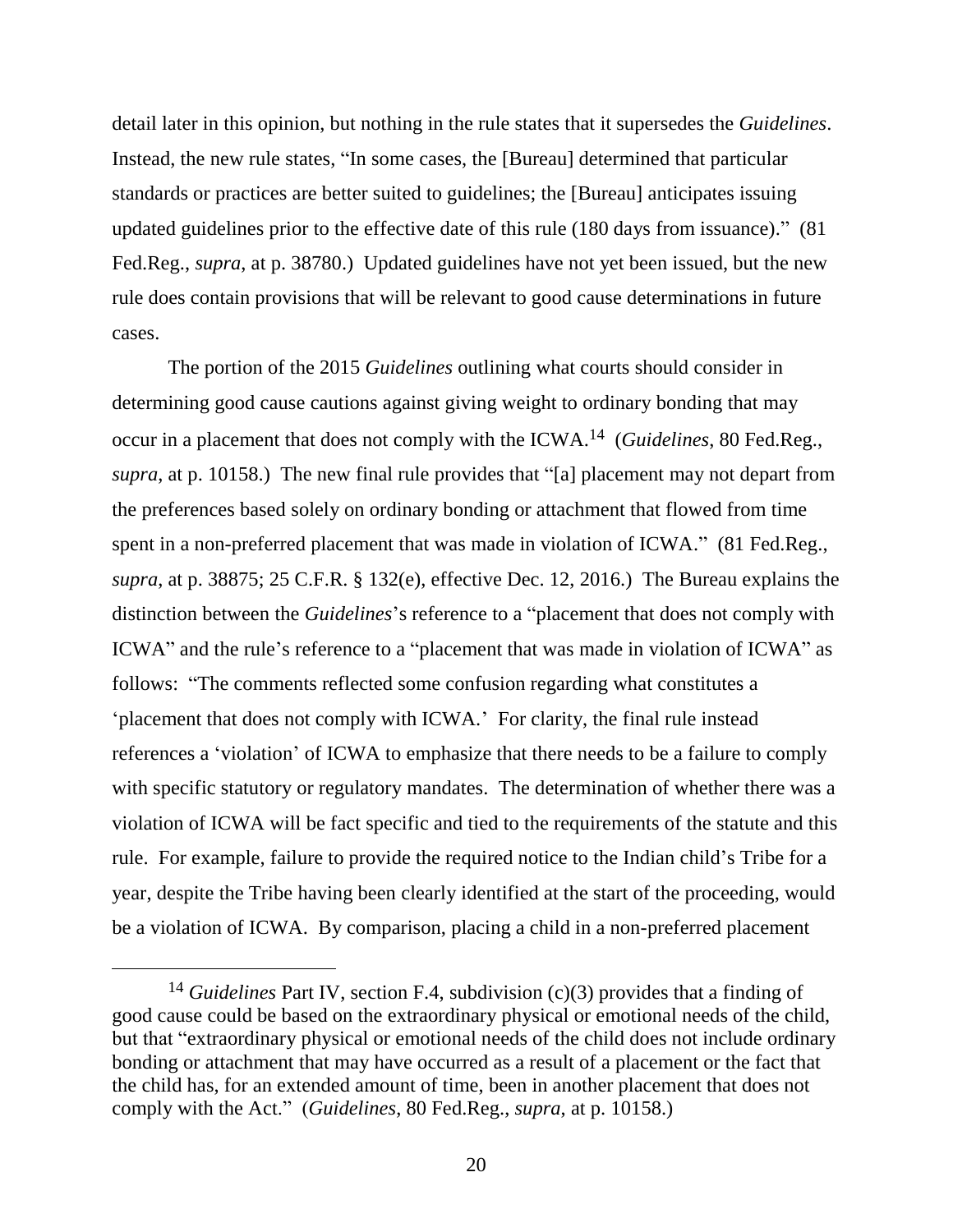detail later in this opinion, but nothing in the rule states that it supersedes the *Guidelines*. Instead, the new rule states, "In some cases, the [Bureau] determined that particular standards or practices are better suited to guidelines; the [Bureau] anticipates issuing updated guidelines prior to the effective date of this rule (180 days from issuance)." (81 Fed.Reg., *supra*, at p. 38780.) Updated guidelines have not yet been issued, but the new rule does contain provisions that will be relevant to good cause determinations in future cases.

The portion of the 2015 *Guidelines* outlining what courts should consider in determining good cause cautions against giving weight to ordinary bonding that may occur in a placement that does not comply with the ICWA.[14] (*Guidelines*, 80 Fed.Reg., *supra*, at p. 10158.) The new final rule provides that "[a] placement may not depart from the preferences based solely on ordinary bonding or attachment that flowed from time spent in a non-preferred placement that was made in violation of ICWA." (81 Fed.Reg., *supra*, at p. 38875; 25 C.F.R. § 132(e), effective Dec. 12, 2016.) The Bureau explains the distinction between the *Guidelines*'s reference to a "placement that does not comply with ICWA" and the rule's reference to a "placement that was made in violation of ICWA" as follows: "The comments reflected some confusion regarding what constitutes a 'placement that does not comply with ICWA.' For clarity, the final rule instead references a 'violation' of ICWA to emphasize that there needs to be a failure to comply with specific statutory or regulatory mandates. The determination of whether there was a violation of ICWA will be fact specific and tied to the requirements of the statute and this rule. For example, failure to provide the required notice to the Indian child's Tribe for a year, despite the Tribe having been clearly identified at the start of the proceeding, would be a violation of ICWA. By comparison, placing a child in a non-preferred placement

[14] *Guidelines* Part IV, section F.4, subdivision (c)(3) provides that a finding of good cause could be based on the extraordinary physical or emotional needs of the child, but that "extraordinary physical or emotional needs of the child does not include ordinary bonding or attachment that may have occurred as a result of a placement or the fact that the child has, for an extended amount of time, been in another placement that does not comply with the Act." (*Guidelines*, 80 Fed.Reg., *supra*, at p. 10158.)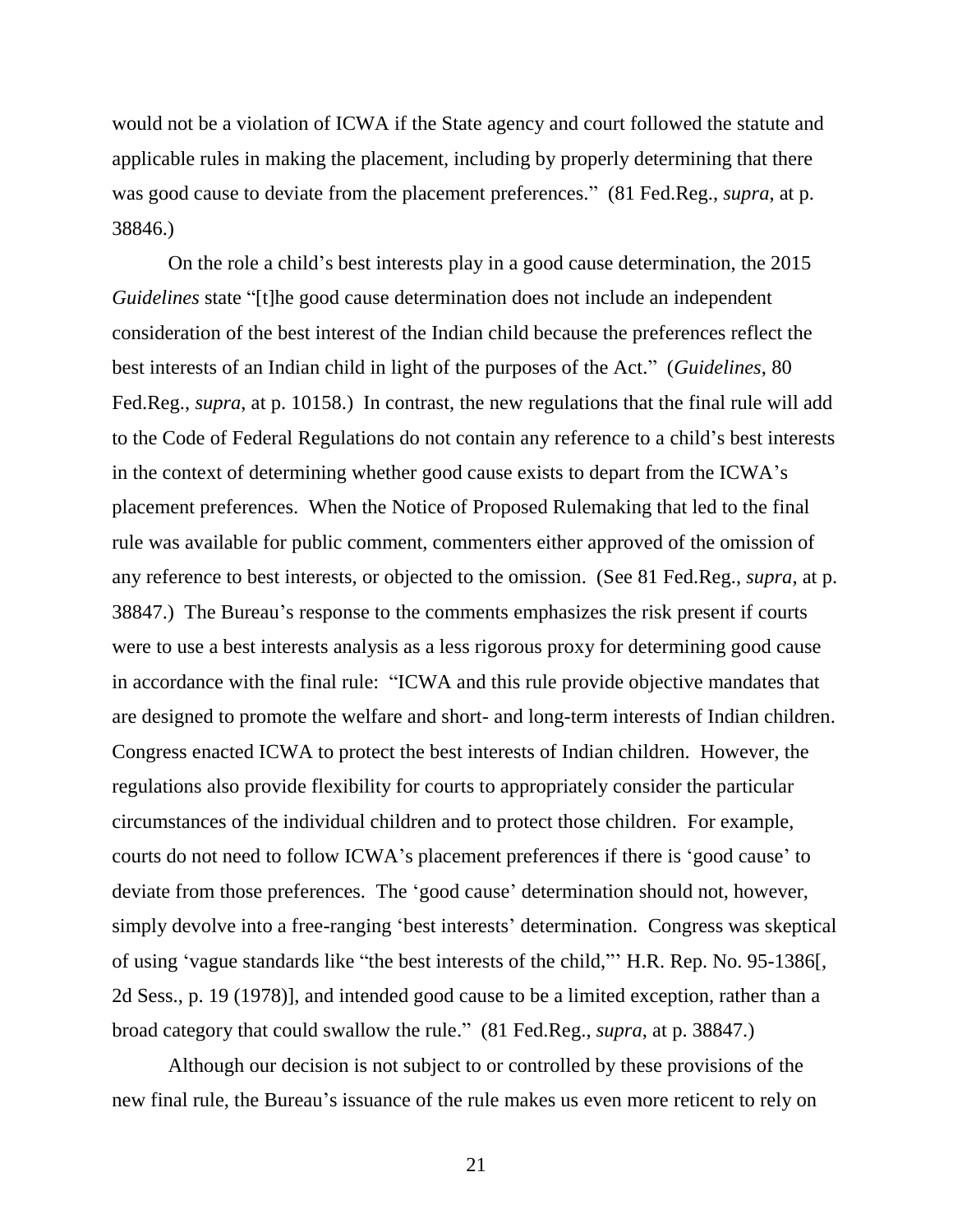would not be a violation of ICWA if the State agency and court followed the statute and applicable rules in making the placement, including by properly determining that there was good cause to deviate from the placement preferences." (81 Fed.Reg., *supra*, at p. 38846.)

On the role a child's best interests play in a good cause determination, the 2015 *Guidelines* state "[t]he good cause determination does not include an independent consideration of the best interest of the Indian child because the preferences reflect the best interests of an Indian child in light of the purposes of the Act." (*Guidelines*, 80 Fed.Reg., *supra*, at p. 10158.) In contrast, the new regulations that the final rule will add to the Code of Federal Regulations do not contain any reference to a child's best interests in the context of determining whether good cause exists to depart from the ICWA's placement preferences. When the Notice of Proposed Rulemaking that led to the final rule was available for public comment, commenters either approved of the omission of any reference to best interests, or objected to the omission. (See 81 Fed.Reg., *supra*, at p. 38847.) The Bureau's response to the comments emphasizes the risk present if courts were to use a best interests analysis as a less rigorous proxy for determining good cause in accordance with the final rule: "ICWA and this rule provide objective mandates that are designed to promote the welfare and short- and long-term interests of Indian children. Congress enacted ICWA to protect the best interests of Indian children. However, the regulations also provide flexibility for courts to appropriately consider the particular circumstances of the individual children and to protect those children. For example, courts do not need to follow ICWA's placement preferences if there is 'good cause' to deviate from those preferences. The 'good cause' determination should not, however, simply devolve into a free-ranging 'best interests' determination. Congress was skeptical of using 'vague standards like "the best interests of the child,"' H.R. Rep. No. 95-1386[, 2d Sess., p. 19 (1978)], and intended good cause to be a limited exception, rather than a broad category that could swallow the rule." (81 Fed.Reg., *supra*, at p. 38847.)

Although our decision is not subject to or controlled by these provisions of the new final rule, the Bureau's issuance of the rule makes us even more reticent to rely on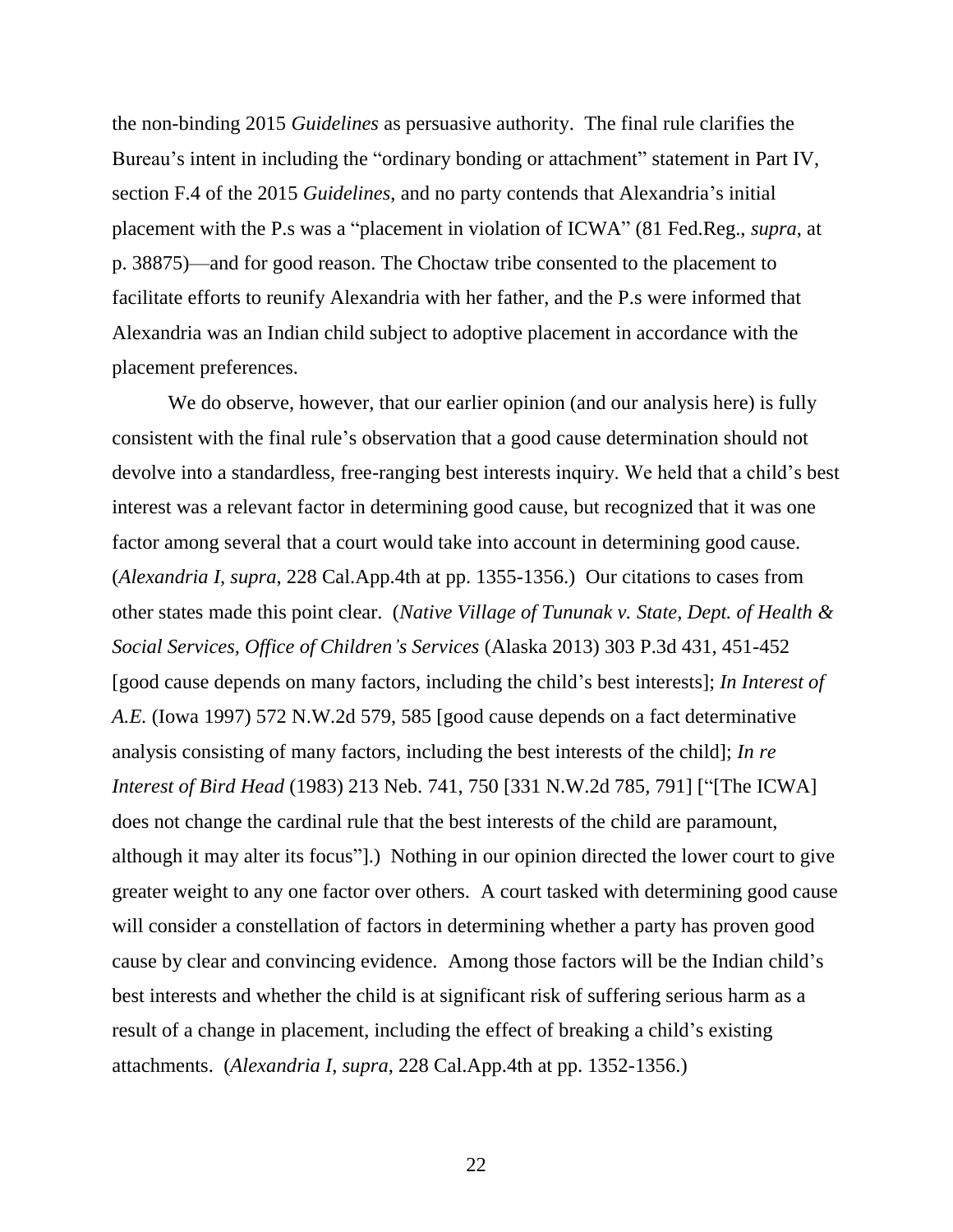the non-binding 2015 *Guidelines* as persuasive authority. The final rule clarifies the Bureau's intent in including the "ordinary bonding or attachment" statement in Part IV, section F.4 of the 2015 *Guidelines*, and no party contends that Alexandria's initial placement with the P.s was a "placement in violation of ICWA" (81 Fed.Reg., *supra*, at p. 38875)—and for good reason. The Choctaw tribe consented to the placement to facilitate efforts to reunify Alexandria with her father, and the P.s were informed that Alexandria was an Indian child subject to adoptive placement in accordance with the placement preferences.

We do observe, however, that our earlier opinion (and our analysis here) is fully consistent with the final rule's observation that a good cause determination should not devolve into a standardless, free-ranging best interests inquiry. We held that a child's best interest was a relevant factor in determining good cause, but recognized that it was one factor among several that a court would take into account in determining good cause. (*Alexandria I*, *supra*, 228 Cal.App.4th at pp. 1355-1356.) Our citations to cases from other states made this point clear. (*Native Village of Tununak v. State, Dept. of Health & Social Services, Office of Children's Services* (Alaska 2013) 303 P.3d 431, 451-452 [good cause depends on many factors, including the child's best interests]; *In Interest of A.E.* (Iowa 1997) 572 N.W.2d 579, 585 [good cause depends on a fact determinative analysis consisting of many factors, including the best interests of the child]; *In re Interest of Bird Head* (1983) 213 Neb. 741, 750 [331 N.W.2d 785, 791] ["[The ICWA] does not change the cardinal rule that the best interests of the child are paramount, although it may alter its focus"].) Nothing in our opinion directed the lower court to give greater weight to any one factor over others. A court tasked with determining good cause will consider a constellation of factors in determining whether a party has proven good cause by clear and convincing evidence. Among those factors will be the Indian child's best interests and whether the child is at significant risk of suffering serious harm as a result of a change in placement, including the effect of breaking a child's existing attachments. (*Alexandria I*, *supra*, 228 Cal.App.4th at pp. 1352-1356.)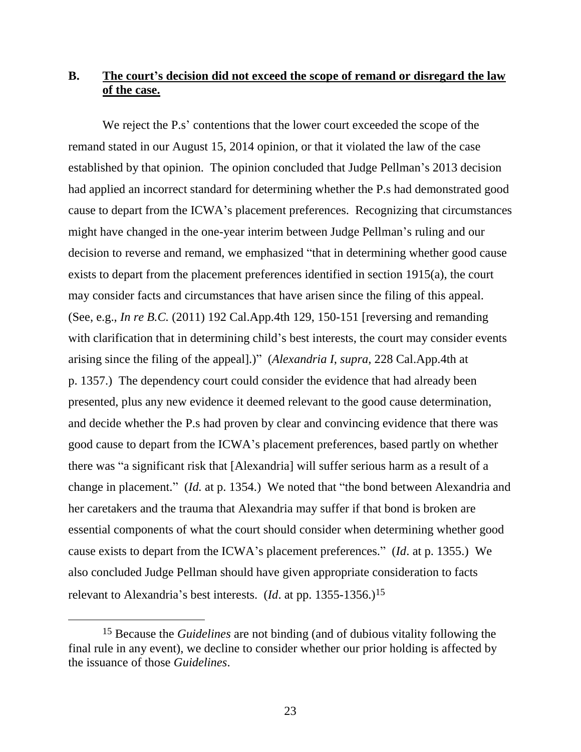## B. <u>The court's decision did not exceed the scope of remand or disregard the law of the case.</u>

We reject the P.s' contentions that the lower court exceeded the scope of the remand stated in our August 15, 2014 opinion, or that it violated the law of the case established by that opinion. The opinion concluded that Judge Pellman's 2013 decision had applied an incorrect standard for determining whether the P.s had demonstrated good cause to depart from the ICWA's placement preferences. Recognizing that circumstances might have changed in the one-year interim between Judge Pellman's ruling and our decision to reverse and remand, we emphasized "that in determining whether good cause exists to depart from the placement preferences identified in section 1915(a), the court may consider facts and circumstances that have arisen since the filing of this appeal. (See, e.g., *In re B.C.* (2011) 192 Cal.App.4th 129, 150-151 [reversing and remanding with clarification that in determining child's best interests, the court may consider events arising since the filing of the appeal].)" (*Alexandria I*, *supra*, 228 Cal.App.4th at p. 1357.) The dependency court could consider the evidence that had already been presented, plus any new evidence it deemed relevant to the good cause determination, and decide whether the P.s had proven by clear and convincing evidence that there was good cause to depart from the ICWA's placement preferences, based partly on whether there was "a significant risk that [Alexandria] will suffer serious harm as a result of a change in placement." (*Id.* at p. 1354.) We noted that "the bond between Alexandria and her caretakers and the trauma that Alexandria may suffer if that bond is broken are essential components of what the court should consider when determining whether good cause exists to depart from the ICWA's placement preferences." (*Id*. at p. 1355.) We also concluded Judge Pellman should have given appropriate consideration to facts relevant to Alexandria's best interests. (*Id*. at pp. 1355-1356.)[15]

[15] Because the *Guidelines* are not binding (and of dubious vitality following the final rule in any event), we decline to consider whether our prior holding is affected by the issuance of those *Guidelines*.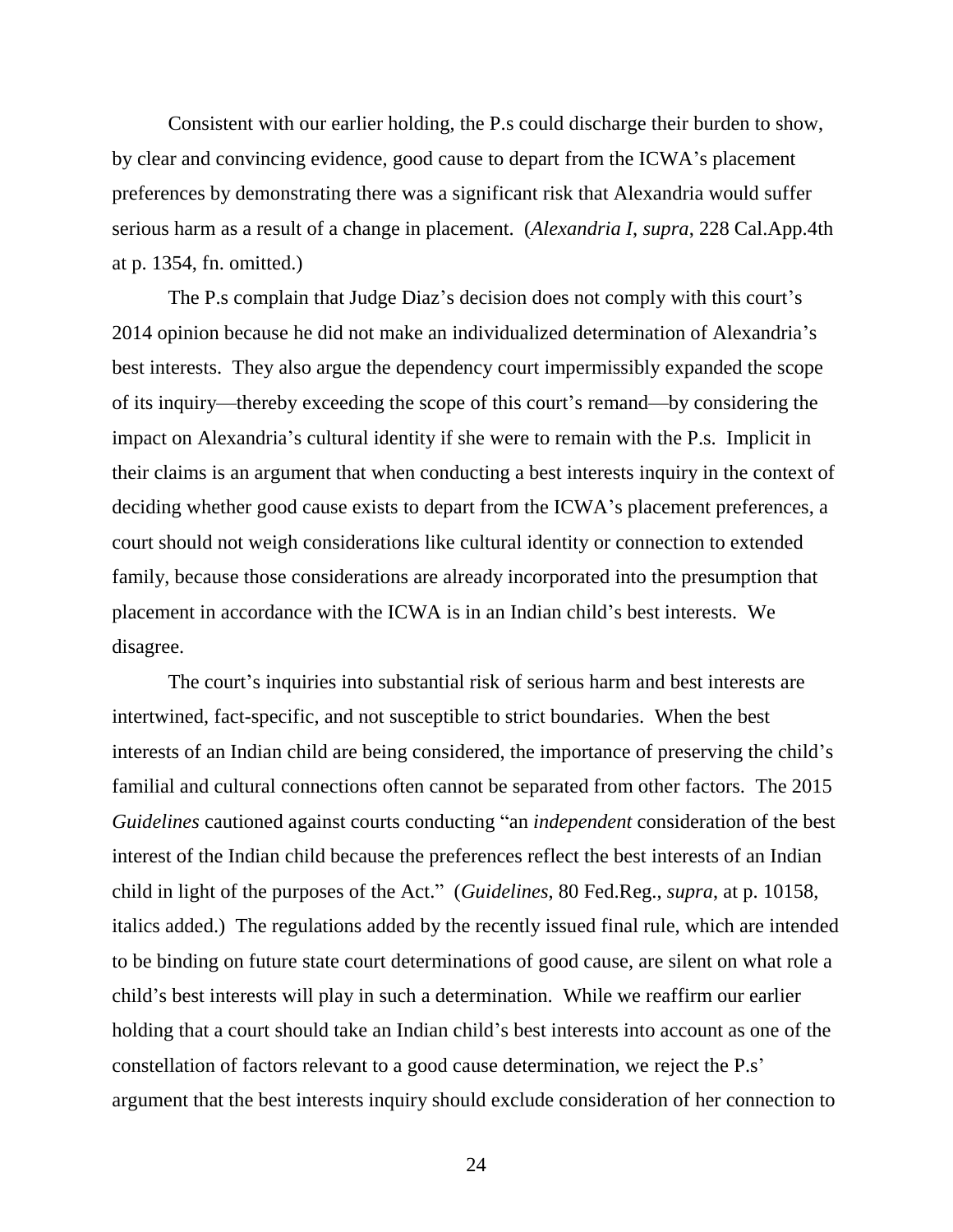Consistent with our earlier holding, the P.s could discharge their burden to show, by clear and convincing evidence, good cause to depart from the ICWA's placement preferences by demonstrating there was a significant risk that Alexandria would suffer serious harm as a result of a change in placement. (*Alexandria I*, *supra*, 228 Cal.App.4th at p. 1354, fn. omitted.)

The P.s complain that Judge Diaz's decision does not comply with this court's 2014 opinion because he did not make an individualized determination of Alexandria's best interests. They also argue the dependency court impermissibly expanded the scope of its inquiry—thereby exceeding the scope of this court's remand—by considering the impact on Alexandria's cultural identity if she were to remain with the P.s. Implicit in their claims is an argument that when conducting a best interests inquiry in the context of deciding whether good cause exists to depart from the ICWA's placement preferences, a court should not weigh considerations like cultural identity or connection to extended family, because those considerations are already incorporated into the presumption that placement in accordance with the ICWA is in an Indian child's best interests. We disagree.

The court's inquiries into substantial risk of serious harm and best interests are intertwined, fact-specific, and not susceptible to strict boundaries. When the best interests of an Indian child are being considered, the importance of preserving the child's familial and cultural connections often cannot be separated from other factors. The 2015 *Guidelines* cautioned against courts conducting "an *independent* consideration of the best interest of the Indian child because the preferences reflect the best interests of an Indian child in light of the purposes of the Act." (*Guidelines*, 80 Fed.Reg., *supra*, at p. 10158, italics added.) The regulations added by the recently issued final rule, which are intended to be binding on future state court determinations of good cause, are silent on what role a child's best interests will play in such a determination. While we reaffirm our earlier holding that a court should take an Indian child's best interests into account as one of the constellation of factors relevant to a good cause determination, we reject the P.s' argument that the best interests inquiry should exclude consideration of her connection to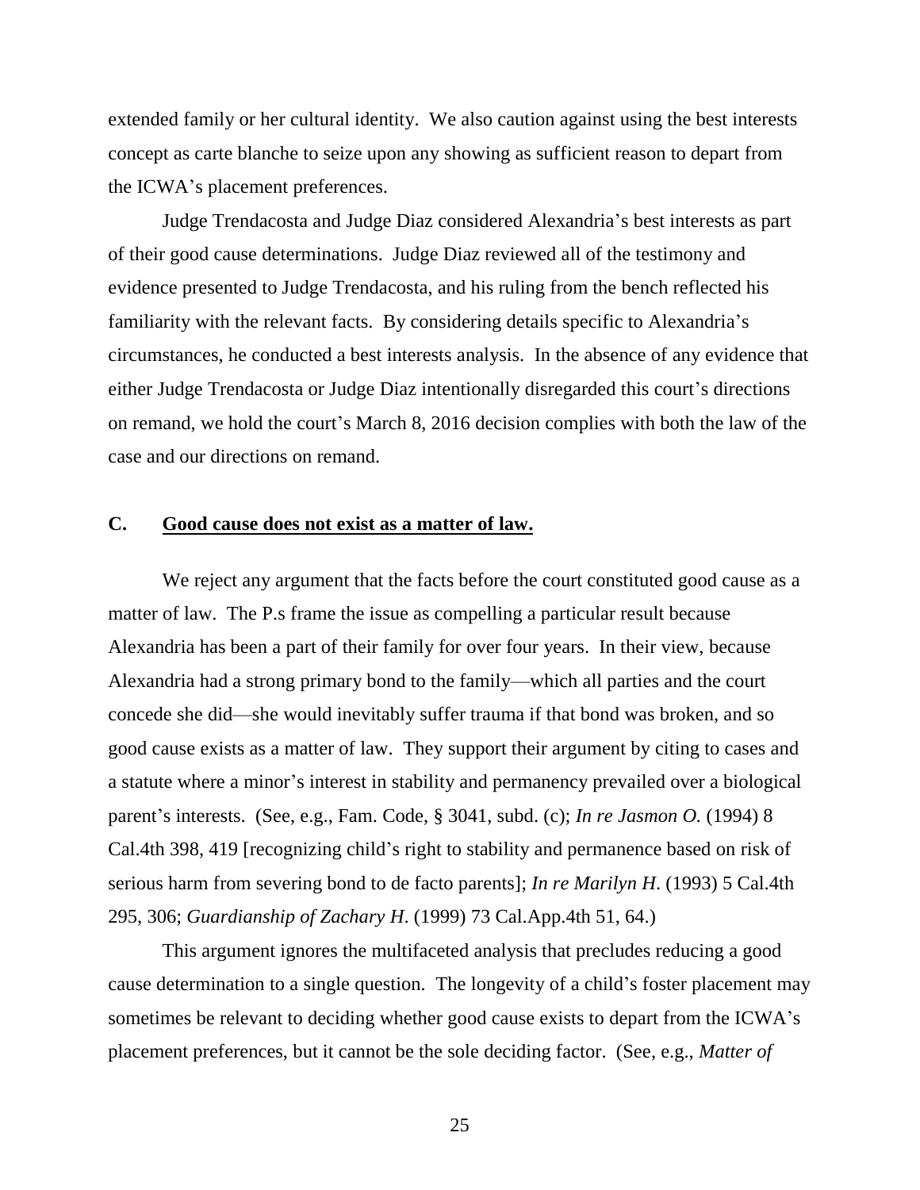extended family or her cultural identity. We also caution against using the best interests concept as carte blanche to seize upon any showing as sufficient reason to depart from the ICWA's placement preferences.

Judge Trendacosta and Judge Diaz considered Alexandria's best interests as part of their good cause determinations. Judge Diaz reviewed all of the testimony and evidence presented to Judge Trendacosta, and his ruling from the bench reflected his familiarity with the relevant facts. By considering details specific to Alexandria's circumstances, he conducted a best interests analysis. In the absence of any evidence that either Judge Trendacosta or Judge Diaz intentionally disregarded this court's directions on remand, we hold the court's March 8, 2016 decision complies with both the law of the case and our directions on remand.

### C. <u>Good cause does not exist as a matter of law.</u>

We reject any argument that the facts before the court constituted good cause as a matter of law. The P.s frame the issue as compelling a particular result because Alexandria has been a part of their family for over four years. In their view, because Alexandria had a strong primary bond to the family—which all parties and the court concede she did—she would inevitably suffer trauma if that bond was broken, and so good cause exists as a matter of law. They support their argument by citing to cases and a statute where a minor's interest in stability and permanency prevailed over a biological parent's interests. (See, e.g., Fam. Code, § 3041, subd. (c); *In re Jasmon O.* (1994) 8 Cal.4th 398, 419 [recognizing child's right to stability and permanence based on risk of serious harm from severing bond to de facto parents]; *In re Marilyn H.* (1993) 5 Cal.4th 295, 306; *Guardianship of Zachary H.* (1999) 73 Cal.App.4th 51, 64.)

This argument ignores the multifaceted analysis that precludes reducing a good cause determination to a single question. The longevity of a child's foster placement may sometimes be relevant to deciding whether good cause exists to depart from the ICWA's placement preferences, but it cannot be the sole deciding factor. (See, e.g., *Matter of*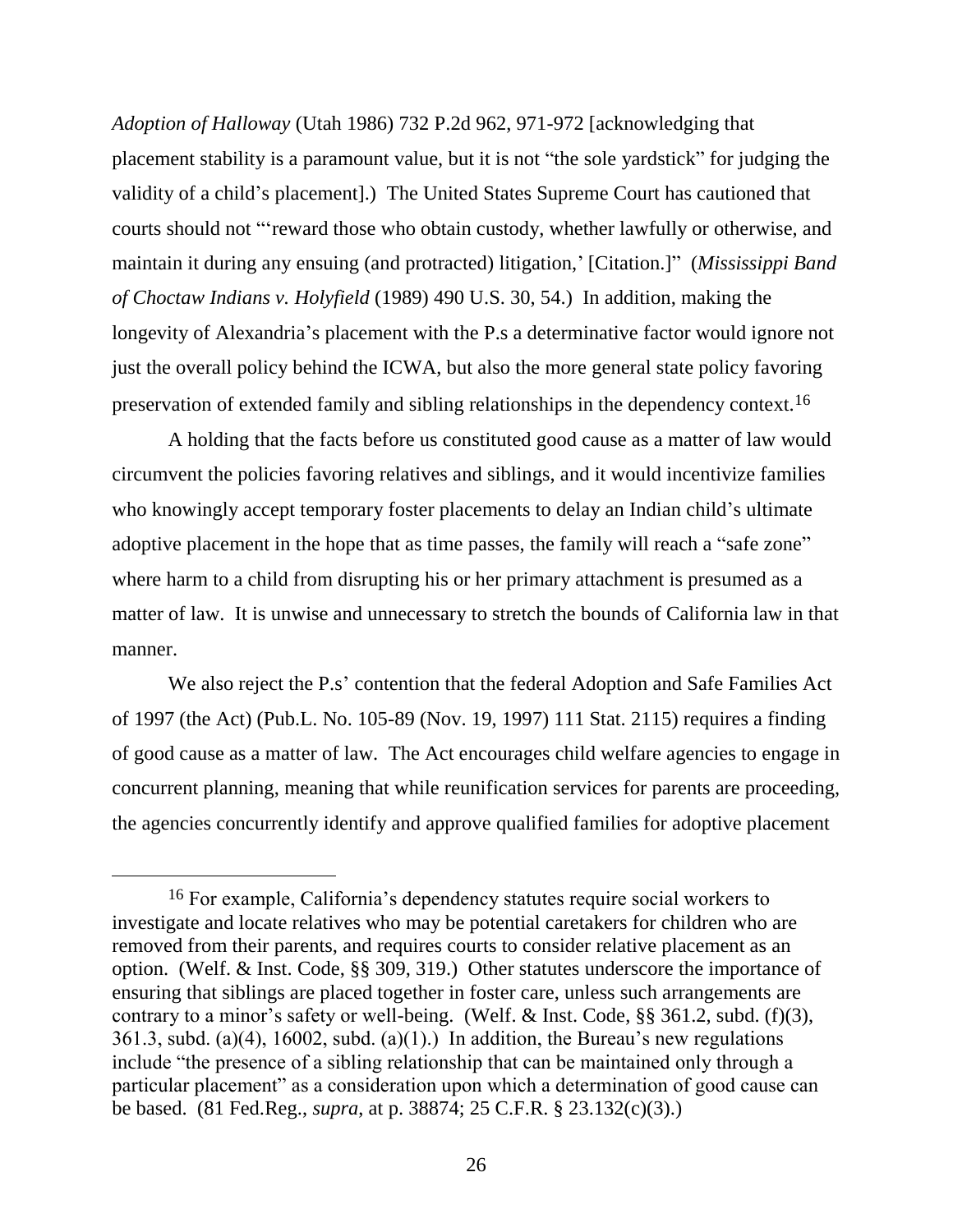*Adoption of Halloway* (Utah 1986) 732 P.2d 962, 971-972 [acknowledging that placement stability is a paramount value, but it is not "the sole yardstick" for judging the validity of a child's placement].) The United States Supreme Court has cautioned that courts should not "'reward those who obtain custody, whether lawfully or otherwise, and maintain it during any ensuing (and protracted) litigation,' [Citation.]" (*Mississippi Band of Choctaw Indians v. Holyfield* (1989) 490 U.S. 30, 54.) In addition, making the longevity of Alexandria's placement with the P.s a determinative factor would ignore not just the overall policy behind the ICWA, but also the more general state policy favoring preservation of extended family and sibling relationships in the dependency context.[16]

A holding that the facts before us constituted good cause as a matter of law would circumvent the policies favoring relatives and siblings, and it would incentivize families who knowingly accept temporary foster placements to delay an Indian child's ultimate adoptive placement in the hope that as time passes, the family will reach a "safe zone" where harm to a child from disrupting his or her primary attachment is presumed as a matter of law. It is unwise and unnecessary to stretch the bounds of California law in that manner.

We also reject the P.s' contention that the federal Adoption and Safe Families Act of 1997 (the Act) (Pub.L. No. 105-89 (Nov. 19, 1997) 111 Stat. 2115) requires a finding of good cause as a matter of law. The Act encourages child welfare agencies to engage in concurrent planning, meaning that while reunification services for parents are proceeding, the agencies concurrently identify and approve qualified families for adoptive placement

---

[16] For example, California's dependency statutes require social workers to investigate and locate relatives who may be potential caretakers for children who are removed from their parents, and requires courts to consider relative placement as an option. (Welf. & Inst. Code, §§ 309, 319.) Other statutes underscore the importance of ensuring that siblings are placed together in foster care, unless such arrangements are contrary to a minor's safety or well-being. (Welf. & Inst. Code, §§ 361.2, subd. (f)(3), 361.3, subd. (a)(4), 16002, subd. (a)(1).) In addition, the Bureau's new regulations include "the presence of a sibling relationship that can be maintained only through a particular placement" as a consideration upon which a determination of good cause can be based. (81 Fed.Reg., *supra*, at p. 38874; 25 C.F.R. § 23.132(c)(3).)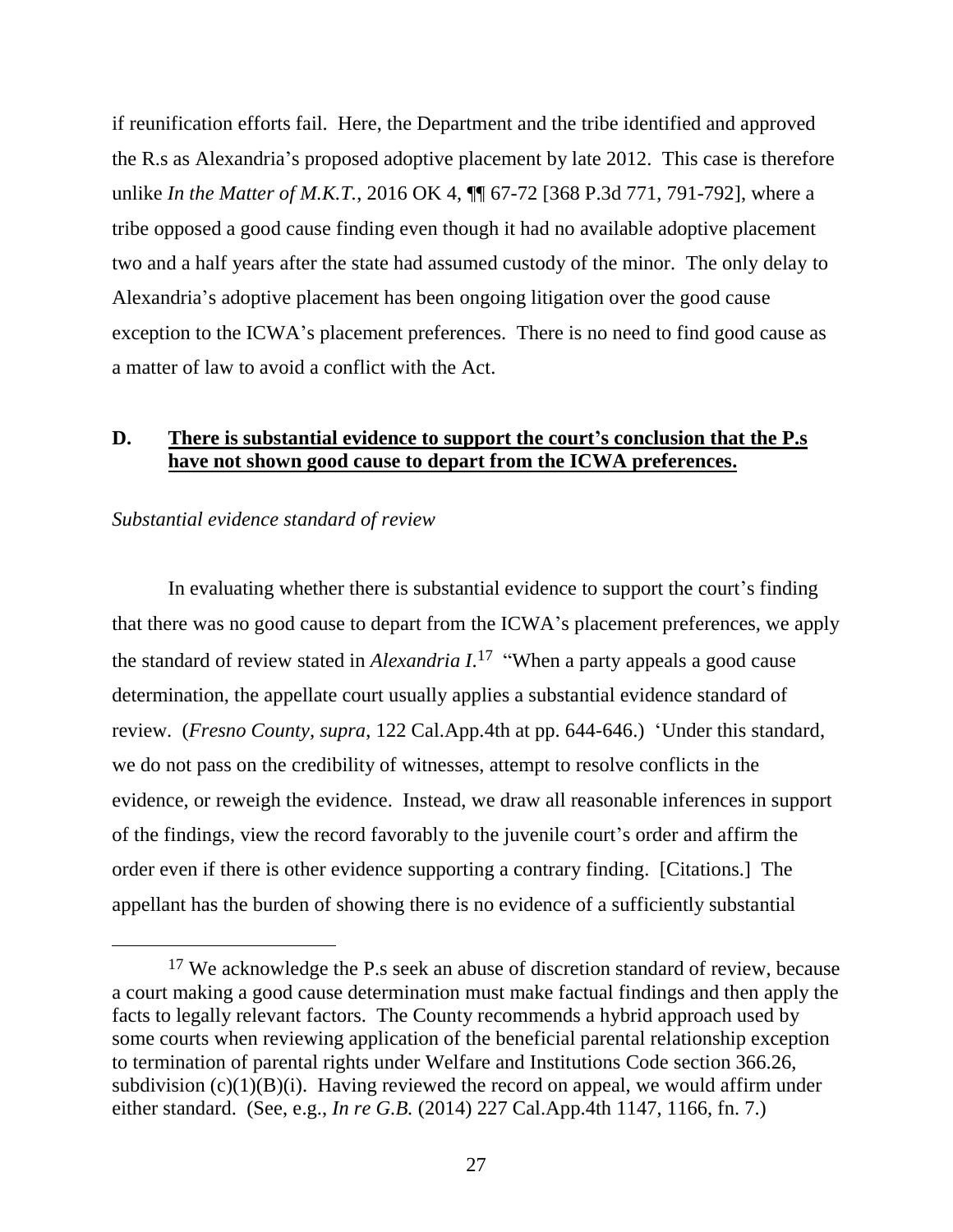if reunification efforts fail. Here, the Department and the tribe identified and approved the R.s as Alexandria's proposed adoptive placement by late 2012. This case is therefore unlike *In the Matter of M.K.T.*, 2016 OK 4, ¶¶ 67-72 [368 P.3d 771, 791-792], where a tribe opposed a good cause finding even though it had no available adoptive placement two and a half years after the state had assumed custody of the minor. The only delay to Alexandria's adoptive placement has been ongoing litigation over the good cause exception to the ICWA's placement preferences. There is no need to find good cause as a matter of law to avoid a conflict with the Act.

## D. <u>There is substantial evidence to support the court's conclusion that the P.s have not shown good cause to depart from the ICWA preferences.</u>

*Substantial evidence standard of review*

In evaluating whether there is substantial evidence to support the court's finding that there was no good cause to depart from the ICWA's placement preferences, we apply the standard of review stated in *Alexandria I*.[17] "When a party appeals a good cause determination, the appellate court usually applies a substantial evidence standard of review. (*Fresno County, supra*, 122 Cal.App.4th at pp. 644-646.) 'Under this standard, we do not pass on the credibility of witnesses, attempt to resolve conflicts in the evidence, or reweigh the evidence. Instead, we draw all reasonable inferences in support of the findings, view the record favorably to the juvenile court's order and affirm the order even if there is other evidence supporting a contrary finding. [Citations.] The appellant has the burden of showing there is no evidence of a sufficiently substantial

[17] We acknowledge the P.s seek an abuse of discretion standard of review, because a court making a good cause determination must make factual findings and then apply the facts to legally relevant factors. The County recommends a hybrid approach used by some courts when reviewing application of the beneficial parental relationship exception to termination of parental rights under Welfare and Institutions Code section 366.26, subdivision (c)(1)(B)(i). Having reviewed the record on appeal, we would affirm under either standard. (See, e.g., *In re G.B.* (2014) 227 Cal.App.4th 1147, 1166, fn. 7.)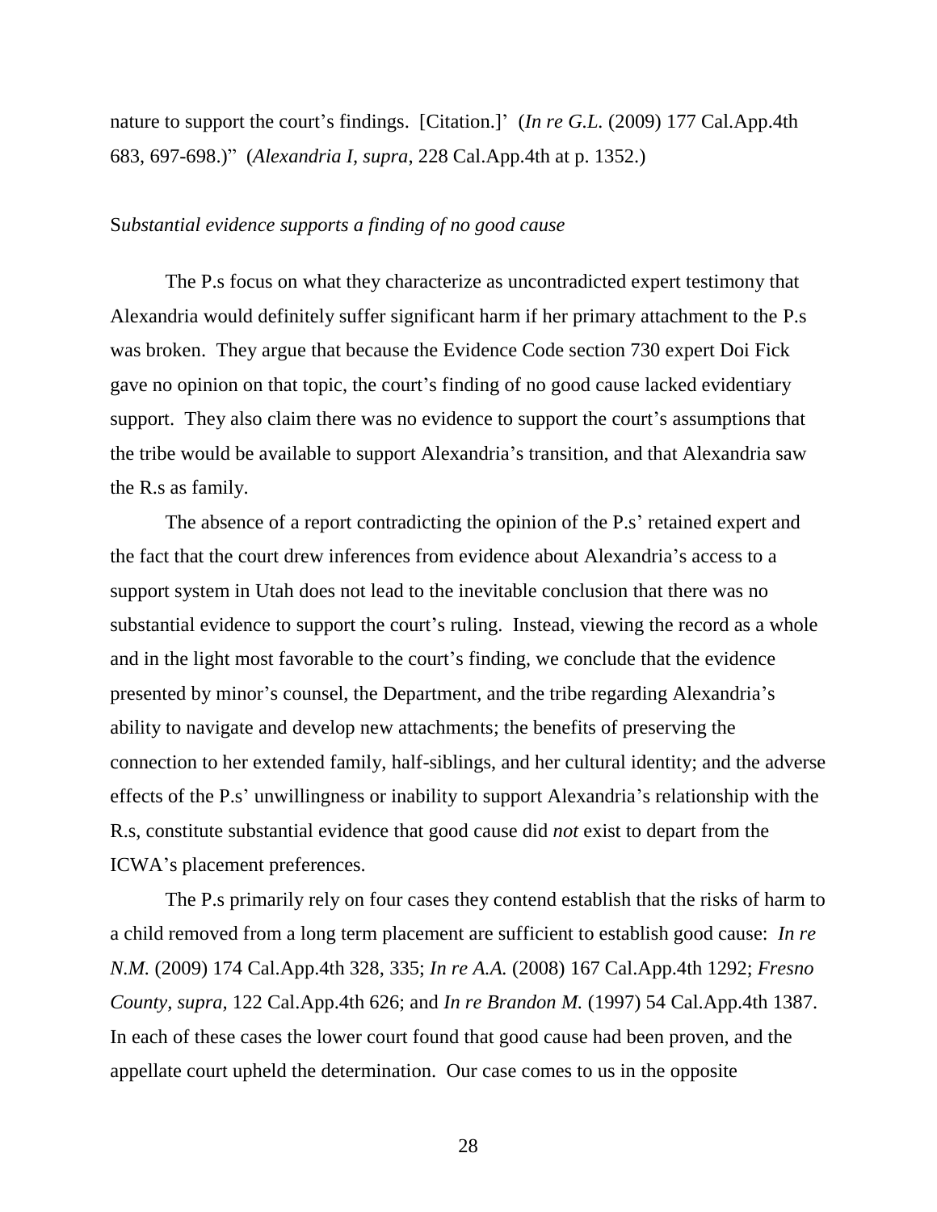nature to support the court's findings. [Citation.]' (*In re G.L.* (2009) 177 Cal.App.4th 683, 697-698.)" (*Alexandria I, supra*, 228 Cal.App.4th at p. 1352.)

*Substantial evidence supports a finding of no good cause*

The P.s focus on what they characterize as uncontradicted expert testimony that Alexandria would definitely suffer significant harm if her primary attachment to the P.s was broken. They argue that because the Evidence Code section 730 expert Doi Fick gave no opinion on that topic, the court's finding of no good cause lacked evidentiary support. They also claim there was no evidence to support the court's assumptions that the tribe would be available to support Alexandria's transition, and that Alexandria saw the R.s as family.

The absence of a report contradicting the opinion of the P.s' retained expert and the fact that the court drew inferences from evidence about Alexandria's access to a support system in Utah does not lead to the inevitable conclusion that there was no substantial evidence to support the court's ruling. Instead, viewing the record as a whole and in the light most favorable to the court's finding, we conclude that the evidence presented by minor's counsel, the Department, and the tribe regarding Alexandria's ability to navigate and develop new attachments; the benefits of preserving the connection to her extended family, half-siblings, and her cultural identity; and the adverse effects of the P.s' unwillingness or inability to support Alexandria's relationship with the R.s, constitute substantial evidence that good cause did *not* exist to depart from the ICWA's placement preferences.

The P.s primarily rely on four cases they contend establish that the risks of harm to a child removed from a long term placement are sufficient to establish good cause: *In re N.M.* (2009) 174 Cal.App.4th 328, 335; *In re A.A.* (2008) 167 Cal.App.4th 1292; *Fresno County, supra,* 122 Cal.App.4th 626; and *In re Brandon M.* (1997) 54 Cal.App.4th 1387. In each of these cases the lower court found that good cause had been proven, and the appellate court upheld the determination. Our case comes to us in the opposite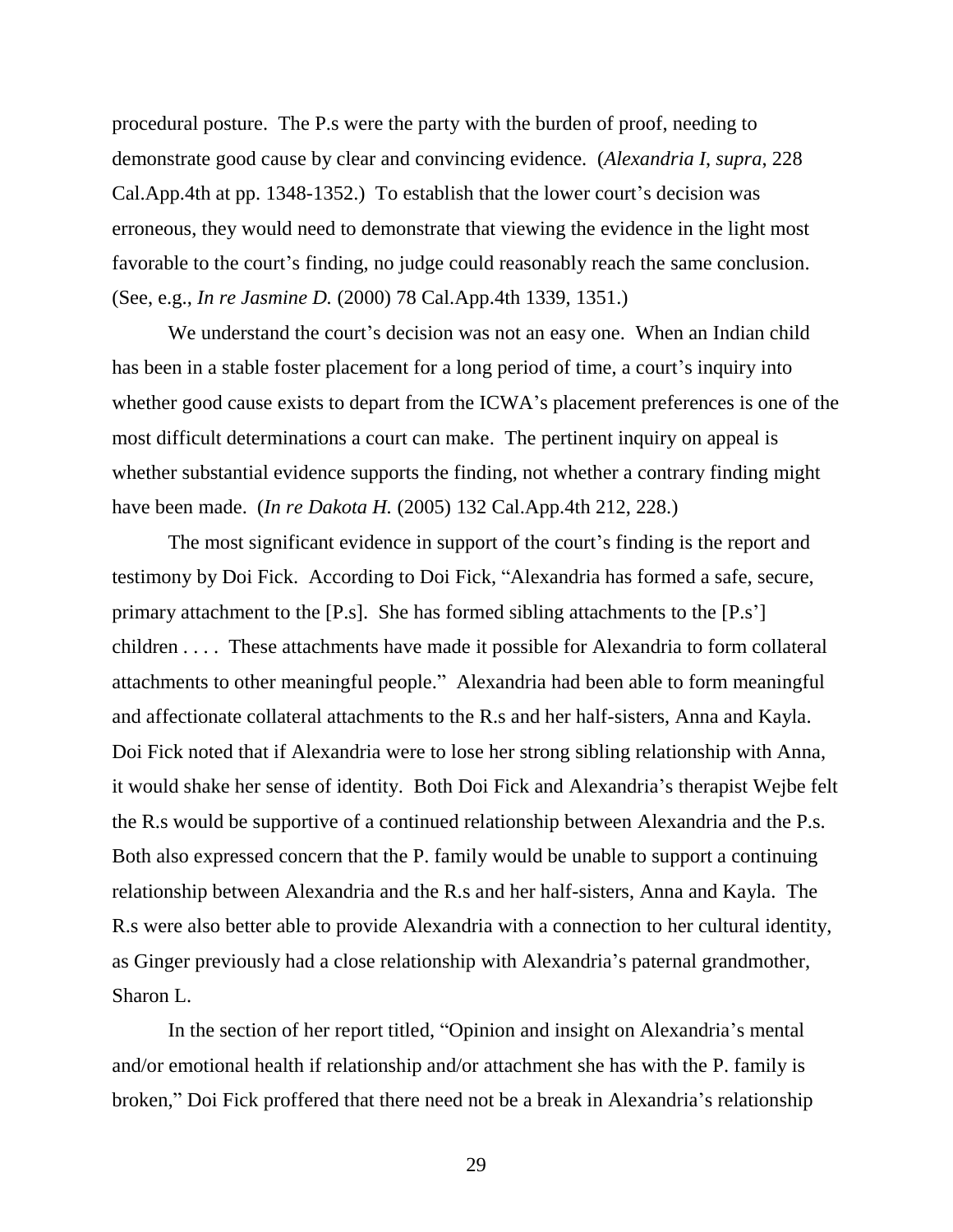procedural posture. The P.s were the party with the burden of proof, needing to demonstrate good cause by clear and convincing evidence. (*Alexandria I*, *supra*, 228 Cal.App.4th at pp. 1348-1352.) To establish that the lower court's decision was erroneous, they would need to demonstrate that viewing the evidence in the light most favorable to the court's finding, no judge could reasonably reach the same conclusion. (See, e.g., *In re Jasmine D.* (2000) 78 Cal.App.4th 1339, 1351.)

We understand the court's decision was not an easy one. When an Indian child has been in a stable foster placement for a long period of time, a court's inquiry into whether good cause exists to depart from the ICWA's placement preferences is one of the most difficult determinations a court can make. The pertinent inquiry on appeal is whether substantial evidence supports the finding, not whether a contrary finding might have been made. (*In re Dakota H.* (2005) 132 Cal.App.4th 212, 228.)

The most significant evidence in support of the court's finding is the report and testimony by Doi Fick. According to Doi Fick, "Alexandria has formed a safe, secure, primary attachment to the [P.s]. She has formed sibling attachments to the [P.s'] children . . . . These attachments have made it possible for Alexandria to form collateral attachments to other meaningful people." Alexandria had been able to form meaningful and affectionate collateral attachments to the R.s and her half-sisters, Anna and Kayla. Doi Fick noted that if Alexandria were to lose her strong sibling relationship with Anna, it would shake her sense of identity. Both Doi Fick and Alexandria's therapist Wejbe felt the R.s would be supportive of a continued relationship between Alexandria and the P.s. Both also expressed concern that the P. family would be unable to support a continuing relationship between Alexandria and the R.s and her half-sisters, Anna and Kayla. The R.s were also better able to provide Alexandria with a connection to her cultural identity, as Ginger previously had a close relationship with Alexandria's paternal grandmother, Sharon L.

In the section of her report titled, "Opinion and insight on Alexandria's mental and/or emotional health if relationship and/or attachment she has with the P. family is broken," Doi Fick proffered that there need not be a break in Alexandria's relationship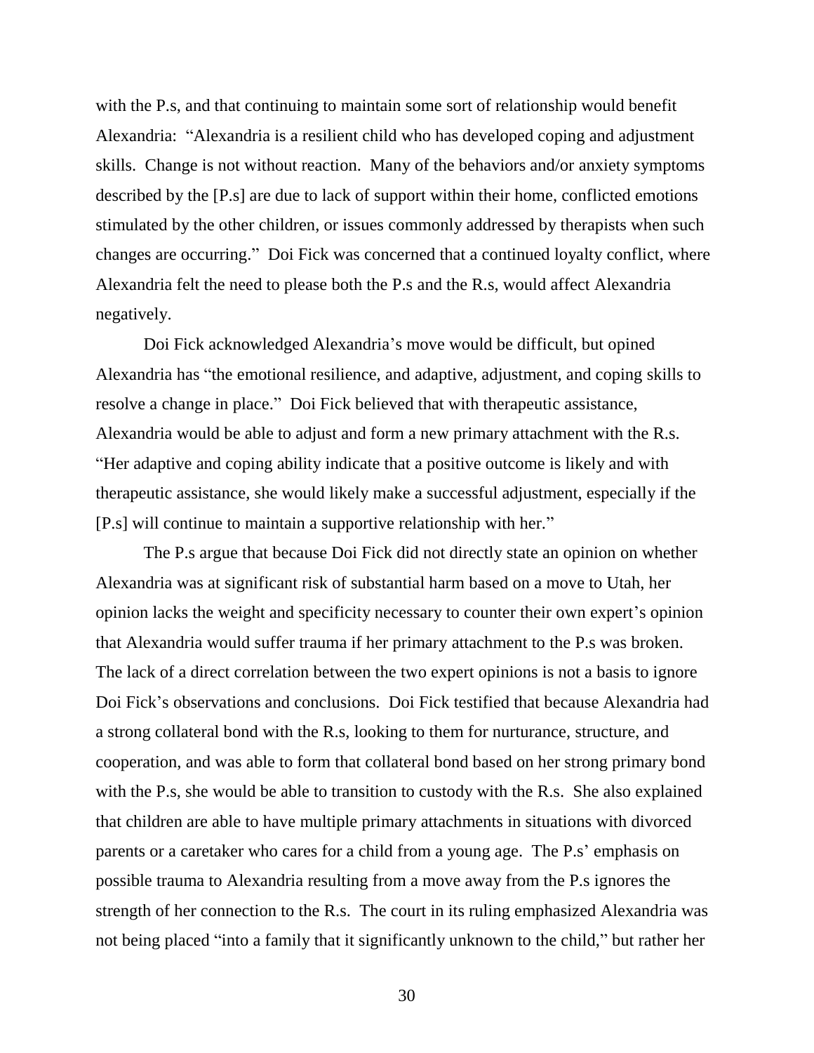with the P.s, and that continuing to maintain some sort of relationship would benefit Alexandria: "Alexandria is a resilient child who has developed coping and adjustment skills. Change is not without reaction. Many of the behaviors and/or anxiety symptoms described by the [P.s] are due to lack of support within their home, conflicted emotions stimulated by the other children, or issues commonly addressed by therapists when such changes are occurring." Doi Fick was concerned that a continued loyalty conflict, where Alexandria felt the need to please both the P.s and the R.s, would affect Alexandria negatively.

Doi Fick acknowledged Alexandria's move would be difficult, but opined Alexandria has "the emotional resilience, and adaptive, adjustment, and coping skills to resolve a change in place." Doi Fick believed that with therapeutic assistance, Alexandria would be able to adjust and form a new primary attachment with the R.s. "Her adaptive and coping ability indicate that a positive outcome is likely and with therapeutic assistance, she would likely make a successful adjustment, especially if the [P.s] will continue to maintain a supportive relationship with her."

The P.s argue that because Doi Fick did not directly state an opinion on whether Alexandria was at significant risk of substantial harm based on a move to Utah, her opinion lacks the weight and specificity necessary to counter their own expert's opinion that Alexandria would suffer trauma if her primary attachment to the P.s was broken. The lack of a direct correlation between the two expert opinions is not a basis to ignore Doi Fick's observations and conclusions. Doi Fick testified that because Alexandria had a strong collateral bond with the R.s, looking to them for nurturance, structure, and cooperation, and was able to form that collateral bond based on her strong primary bond with the P.s, she would be able to transition to custody with the R.s. She also explained that children are able to have multiple primary attachments in situations with divorced parents or a caretaker who cares for a child from a young age. The P.s' emphasis on possible trauma to Alexandria resulting from a move away from the P.s ignores the strength of her connection to the R.s. The court in its ruling emphasized Alexandria was not being placed "into a family that it significantly unknown to the child," but rather her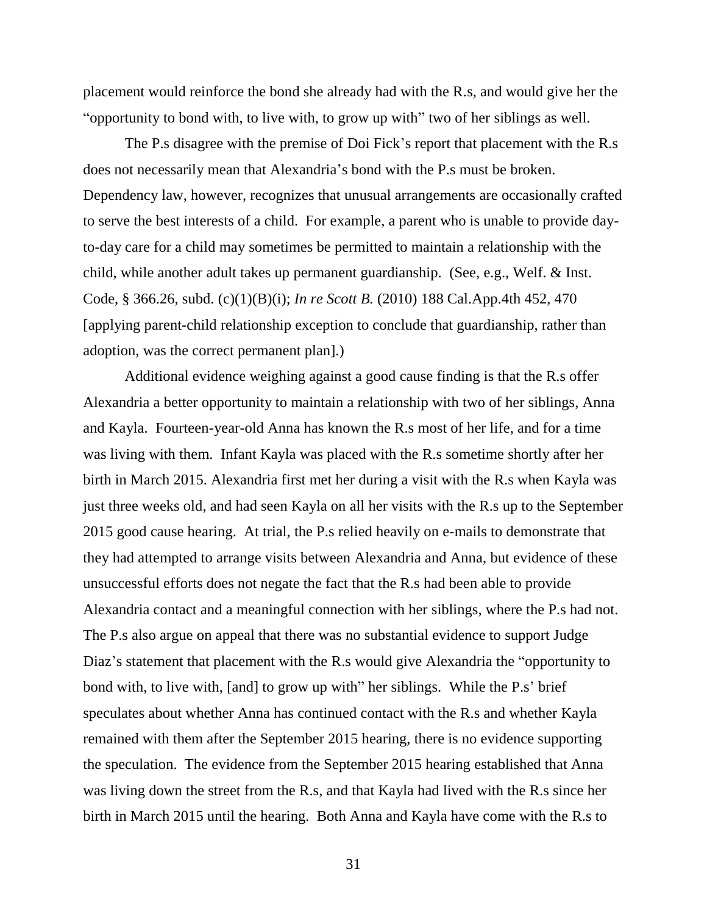placement would reinforce the bond she already had with the R.s, and would give her the "opportunity to bond with, to live with, to grow up with" two of her siblings as well.

The P.s disagree with the premise of Doi Fick's report that placement with the R.s does not necessarily mean that Alexandria's bond with the P.s must be broken. Dependency law, however, recognizes that unusual arrangements are occasionally crafted to serve the best interests of a child. For example, a parent who is unable to provide day-to-day care for a child may sometimes be permitted to maintain a relationship with the child, while another adult takes up permanent guardianship. (See, e.g., Welf. & Inst. Code, § 366.26, subd. (c)(1)(B)(i); *In re Scott B.* (2010) 188 Cal.App.4th 452, 470 [applying parent-child relationship exception to conclude that guardianship, rather than adoption, was the correct permanent plan].)

Additional evidence weighing against a good cause finding is that the R.s offer Alexandria a better opportunity to maintain a relationship with two of her siblings, Anna and Kayla. Fourteen-year-old Anna has known the R.s most of her life, and for a time was living with them. Infant Kayla was placed with the R.s sometime shortly after her birth in March 2015. Alexandria first met her during a visit with the R.s when Kayla was just three weeks old, and had seen Kayla on all her visits with the R.s up to the September 2015 good cause hearing. At trial, the P.s relied heavily on e-mails to demonstrate that they had attempted to arrange visits between Alexandria and Anna, but evidence of these unsuccessful efforts does not negate the fact that the R.s had been able to provide Alexandria contact and a meaningful connection with her siblings, where the P.s had not. The P.s also argue on appeal that there was no substantial evidence to support Judge Diaz's statement that placement with the R.s would give Alexandria the "opportunity to bond with, to live with, [and] to grow up with" her siblings. While the P.s' brief speculates about whether Anna has continued contact with the R.s and whether Kayla remained with them after the September 2015 hearing, there is no evidence supporting the speculation. The evidence from the September 2015 hearing established that Anna was living down the street from the R.s, and that Kayla had lived with the R.s since her birth in March 2015 until the hearing. Both Anna and Kayla have come with the R.s to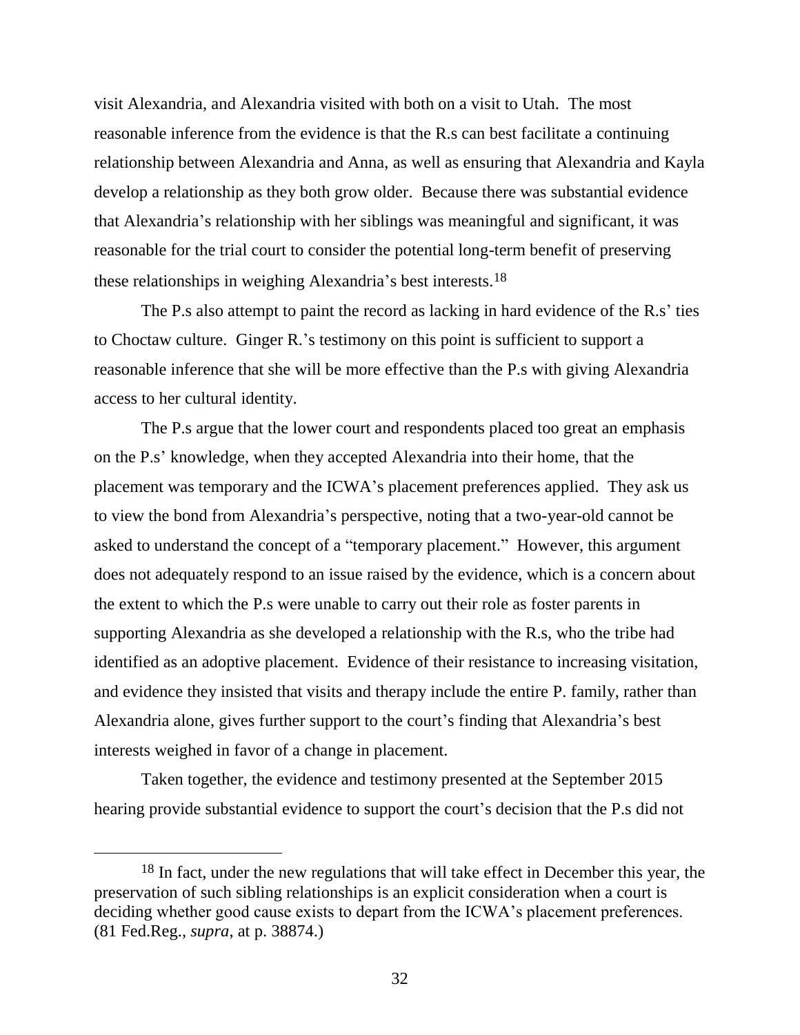visit Alexandria, and Alexandria visited with both on a visit to Utah. The most reasonable inference from the evidence is that the R.s can best facilitate a continuing relationship between Alexandria and Anna, as well as ensuring that Alexandria and Kayla develop a relationship as they both grow older. Because there was substantial evidence that Alexandria's relationship with her siblings was meaningful and significant, it was reasonable for the trial court to consider the potential long-term benefit of preserving these relationships in weighing Alexandria's best interests.[18]

The P.s also attempt to paint the record as lacking in hard evidence of the R.s' ties to Choctaw culture. Ginger R.'s testimony on this point is sufficient to support a reasonable inference that she will be more effective than the P.s with giving Alexandria access to her cultural identity.

The P.s argue that the lower court and respondents placed too great an emphasis on the P.s' knowledge, when they accepted Alexandria into their home, that the placement was temporary and the ICWA's placement preferences applied. They ask us to view the bond from Alexandria's perspective, noting that a two-year-old cannot be asked to understand the concept of a "temporary placement." However, this argument does not adequately respond to an issue raised by the evidence, which is a concern about the extent to which the P.s were unable to carry out their role as foster parents in supporting Alexandria as she developed a relationship with the R.s, who the tribe had identified as an adoptive placement. Evidence of their resistance to increasing visitation, and evidence they insisted that visits and therapy include the entire P. family, rather than Alexandria alone, gives further support to the court's finding that Alexandria's best interests weighed in favor of a change in placement.

Taken together, the evidence and testimony presented at the September 2015 hearing provide substantial evidence to support the court's decision that the P.s did not

---

[18] In fact, under the new regulations that will take effect in December this year, the preservation of such sibling relationships is an explicit consideration when a court is deciding whether good cause exists to depart from the ICWA's placement preferences. (81 Fed.Reg., *supra*, at p. 38874.)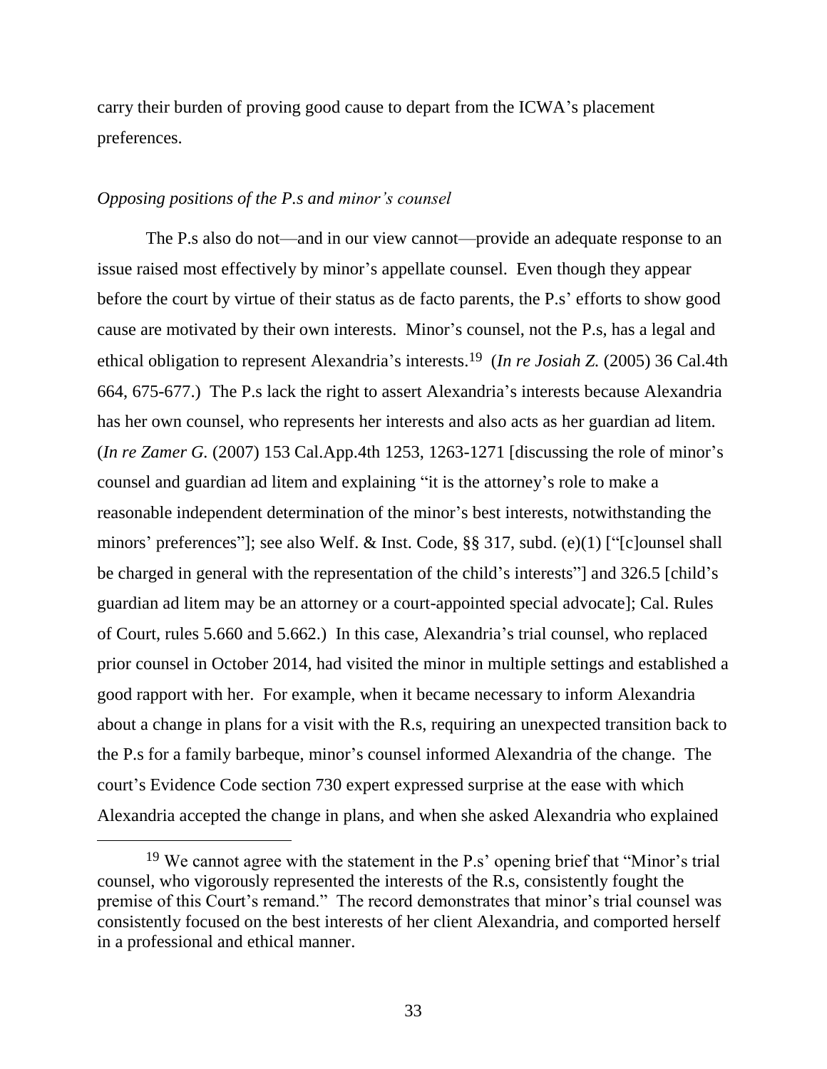carry their burden of proving good cause to depart from the ICWA's placement preferences.

*Opposing positions of the P.s and minor's counsel*

The P.s also do not—and in our view cannot—provide an adequate response to an issue raised most effectively by minor's appellate counsel. Even though they appear before the court by virtue of their status as de facto parents, the P.s' efforts to show good cause are motivated by their own interests. Minor's counsel, not the P.s, has a legal and ethical obligation to represent Alexandria's interests.[19] (*In re Josiah Z.* (2005) 36 Cal.4th 664, 675-677.) The P.s lack the right to assert Alexandria's interests because Alexandria has her own counsel, who represents her interests and also acts as her guardian ad litem. (*In re Zamer G.* (2007) 153 Cal.App.4th 1253, 1263-1271 [discussing the role of minor's counsel and guardian ad litem and explaining "it is the attorney's role to make a reasonable independent determination of the minor's best interests, notwithstanding the minors' preferences"]; see also Welf. & Inst. Code, §§ 317, subd. (e)(1) ["[c]ounsel shall be charged in general with the representation of the child's interests"] and 326.5 [child's guardian ad litem may be an attorney or a court-appointed special advocate]; Cal. Rules of Court, rules 5.660 and 5.662.) In this case, Alexandria's trial counsel, who replaced prior counsel in October 2014, had visited the minor in multiple settings and established a good rapport with her. For example, when it became necessary to inform Alexandria about a change in plans for a visit with the R.s, requiring an unexpected transition back to the P.s for a family barbeque, minor's counsel informed Alexandria of the change. The court's Evidence Code section 730 expert expressed surprise at the ease with which Alexandria accepted the change in plans, and when she asked Alexandria who explained

[19] We cannot agree with the statement in the P.s' opening brief that "Minor's trial counsel, who vigorously represented the interests of the R.s, consistently fought the premise of this Court's remand." The record demonstrates that minor's trial counsel was consistently focused on the best interests of her client Alexandria, and comported herself in a professional and ethical manner.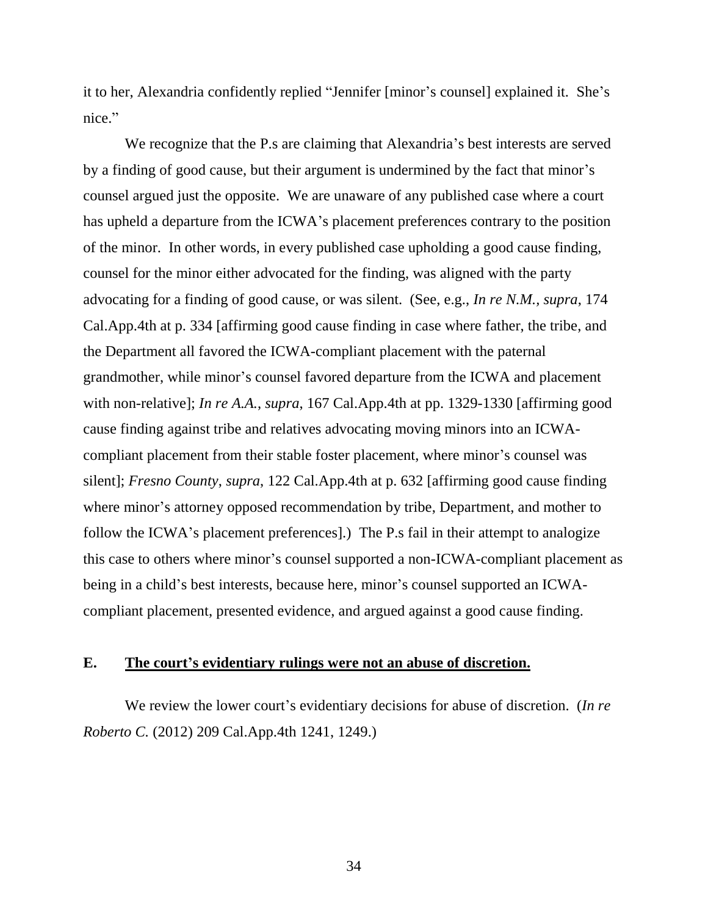it to her, Alexandria confidently replied "Jennifer [minor's counsel] explained it. She's nice."

We recognize that the P.s are claiming that Alexandria's best interests are served by a finding of good cause, but their argument is undermined by the fact that minor's counsel argued just the opposite. We are unaware of any published case where a court has upheld a departure from the ICWA's placement preferences contrary to the position of the minor. In other words, in every published case upholding a good cause finding, counsel for the minor either advocated for the finding, was aligned with the party advocating for a finding of good cause, or was silent. (See, e.g., *In re N.M.*, *supra*, 174 Cal.App.4th at p. 334 [affirming good cause finding in case where father, the tribe, and the Department all favored the ICWA-compliant placement with the paternal grandmother, while minor's counsel favored departure from the ICWA and placement with non-relative]; *In re A.A.*, *supra*, 167 Cal.App.4th at pp. 1329-1330 [affirming good cause finding against tribe and relatives advocating moving minors into an ICWA-compliant placement from their stable foster placement, where minor's counsel was silent]; *Fresno County*, *supra*, 122 Cal.App.4th at p. 632 [affirming good cause finding where minor's attorney opposed recommendation by tribe, Department, and mother to follow the ICWA's placement preferences].) The P.s fail in their attempt to analogize this case to others where minor's counsel supported a non-ICWA-compliant placement as being in a child's best interests, because here, minor's counsel supported an ICWA-compliant placement, presented evidence, and argued against a good cause finding.

### E. <u>The court's evidentiary rulings were not an abuse of discretion.</u>

We review the lower court's evidentiary decisions for abuse of discretion. (*In re Roberto C.* (2012) 209 Cal.App.4th 1241, 1249.)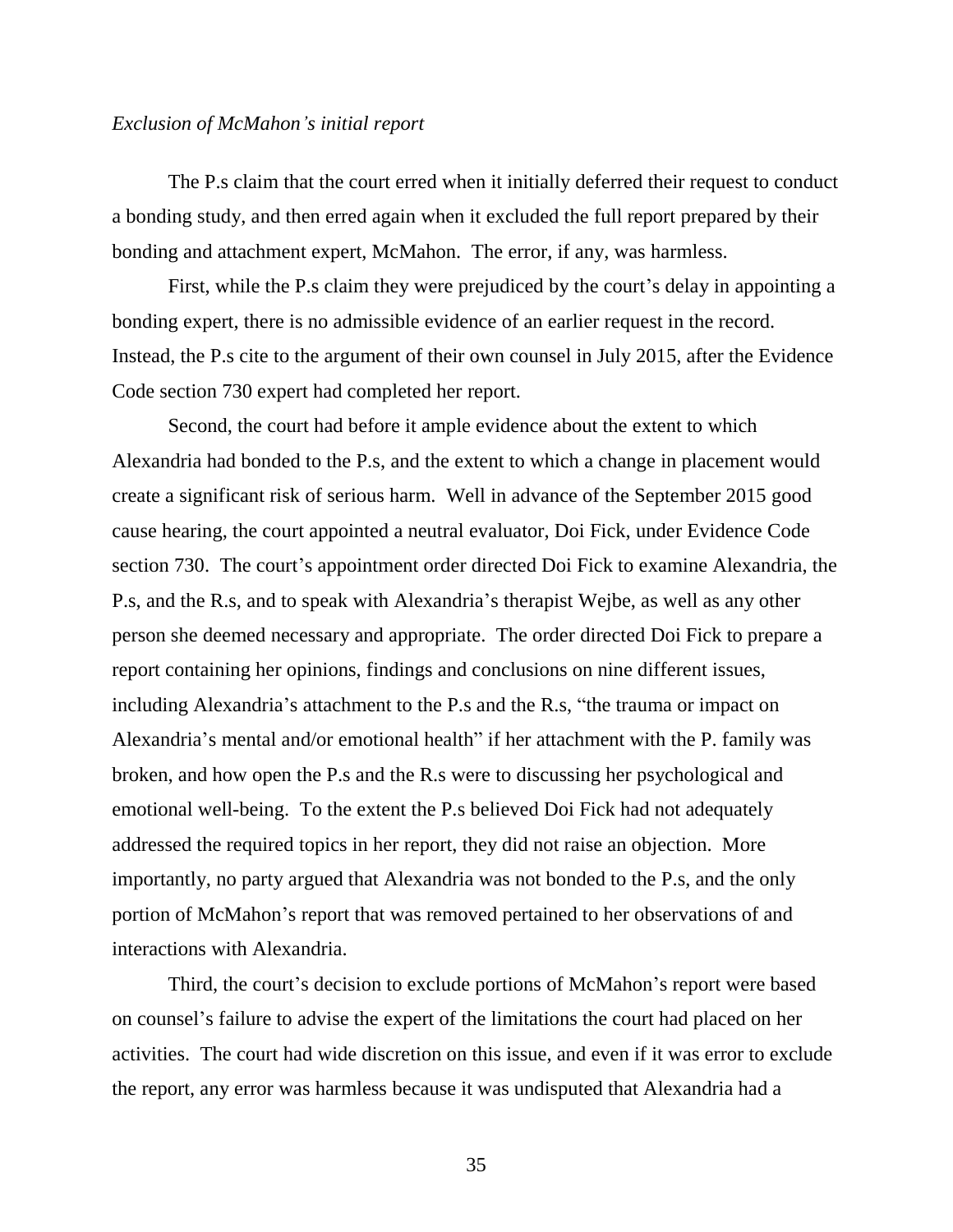*Exclusion of McMahon's initial report*

The P.s claim that the court erred when it initially deferred their request to conduct a bonding study, and then erred again when it excluded the full report prepared by their bonding and attachment expert, McMahon. The error, if any, was harmless.

First, while the P.s claim they were prejudiced by the court's delay in appointing a bonding expert, there is no admissible evidence of an earlier request in the record. Instead, the P.s cite to the argument of their own counsel in July 2015, after the Evidence Code section 730 expert had completed her report.

Second, the court had before it ample evidence about the extent to which Alexandria had bonded to the P.s, and the extent to which a change in placement would create a significant risk of serious harm. Well in advance of the September 2015 good cause hearing, the court appointed a neutral evaluator, Doi Fick, under Evidence Code section 730. The court's appointment order directed Doi Fick to examine Alexandria, the P.s, and the R.s, and to speak with Alexandria's therapist Wejbe, as well as any other person she deemed necessary and appropriate. The order directed Doi Fick to prepare a report containing her opinions, findings and conclusions on nine different issues, including Alexandria's attachment to the P.s and the R.s, "the trauma or impact on Alexandria's mental and/or emotional health" if her attachment with the P. family was broken, and how open the P.s and the R.s were to discussing her psychological and emotional well-being. To the extent the P.s believed Doi Fick had not adequately addressed the required topics in her report, they did not raise an objection. More importantly, no party argued that Alexandria was not bonded to the P.s, and the only portion of McMahon's report that was removed pertained to her observations of and interactions with Alexandria.

Third, the court's decision to exclude portions of McMahon's report were based on counsel's failure to advise the expert of the limitations the court had placed on her activities. The court had wide discretion on this issue, and even if it was error to exclude the report, any error was harmless because it was undisputed that Alexandria had a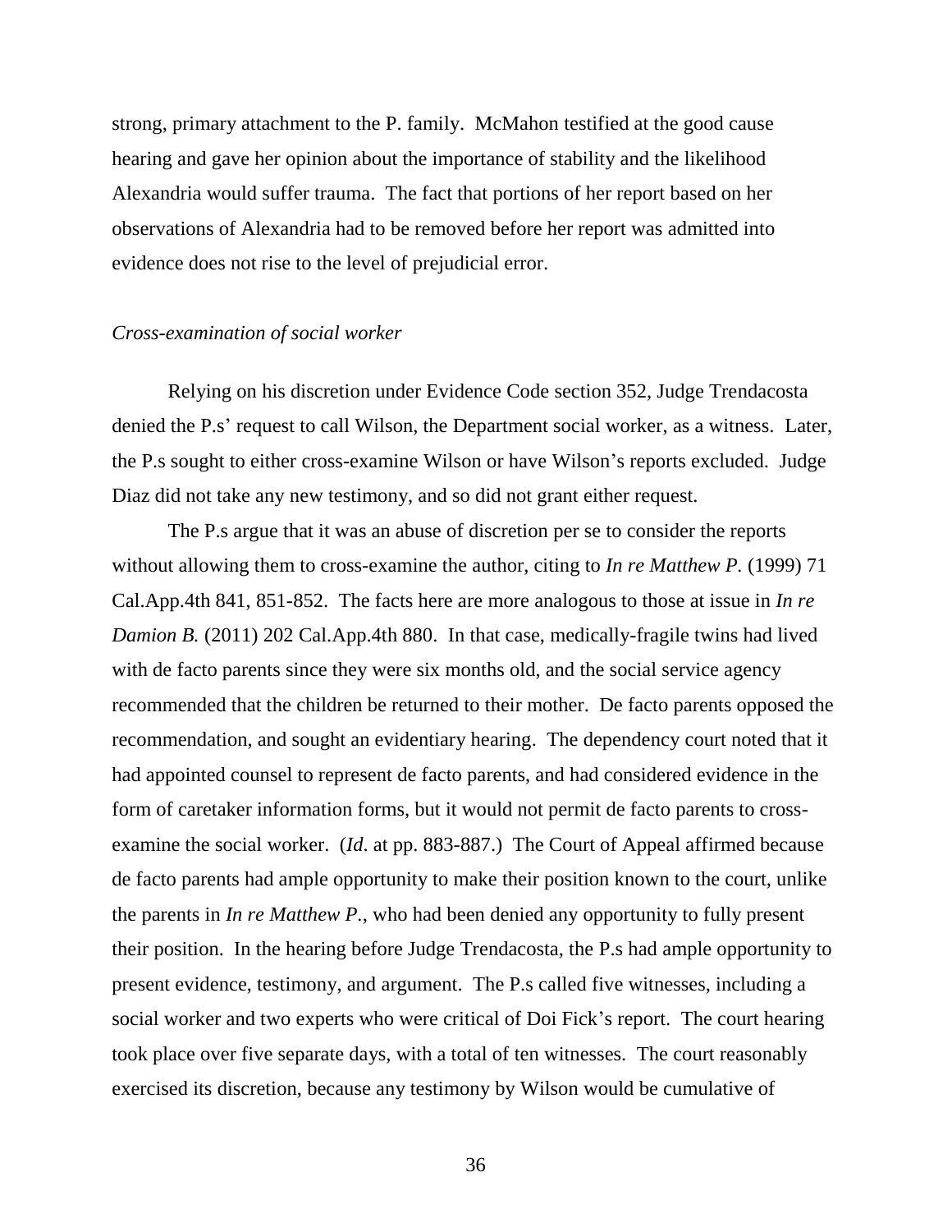strong, primary attachment to the P. family. McMahon testified at the good cause hearing and gave her opinion about the importance of stability and the likelihood Alexandria would suffer trauma. The fact that portions of her report based on her observations of Alexandria had to be removed before her report was admitted into evidence does not rise to the level of prejudicial error.

*Cross-examination of social worker*

Relying on his discretion under Evidence Code section 352, Judge Trendacosta denied the P.s' request to call Wilson, the Department social worker, as a witness. Later, the P.s sought to either cross-examine Wilson or have Wilson's reports excluded. Judge Diaz did not take any new testimony, and so did not grant either request.

The P.s argue that it was an abuse of discretion per se to consider the reports without allowing them to cross-examine the author, citing to *In re Matthew P.* (1999) 71 Cal.App.4th 841, 851-852. The facts here are more analogous to those at issue in *In re Damion B.* (2011) 202 Cal.App.4th 880. In that case, medically-fragile twins had lived with de facto parents since they were six months old, and the social service agency recommended that the children be returned to their mother. De facto parents opposed the recommendation, and sought an evidentiary hearing. The dependency court noted that it had appointed counsel to represent de facto parents, and had considered evidence in the form of caretaker information forms, but it would not permit de facto parents to cross-examine the social worker. (*Id*. at pp. 883-887.) The Court of Appeal affirmed because de facto parents had ample opportunity to make their position known to the court, unlike the parents in *In re Matthew P.*, who had been denied any opportunity to fully present their position. In the hearing before Judge Trendacosta, the P.s had ample opportunity to present evidence, testimony, and argument. The P.s called five witnesses, including a social worker and two experts who were critical of Doi Fick's report. The court hearing took place over five separate days, with a total of ten witnesses. The court reasonably exercised its discretion, because any testimony by Wilson would be cumulative of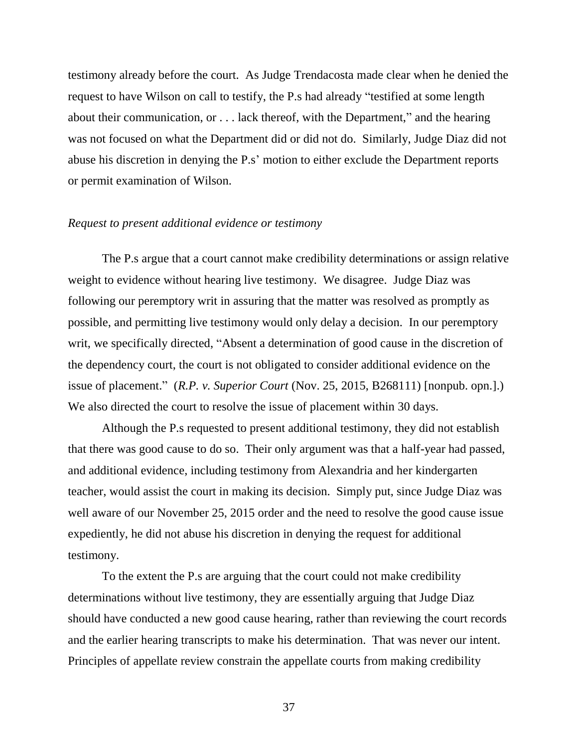testimony already before the court. As Judge Trendacosta made clear when he denied the request to have Wilson on call to testify, the P.s had already "testified at some length about their communication, or . . . lack thereof, with the Department," and the hearing was not focused on what the Department did or did not do. Similarly, Judge Diaz did not abuse his discretion in denying the P.s' motion to either exclude the Department reports or permit examination of Wilson.

*Request to present additional evidence or testimony*

The P.s argue that a court cannot make credibility determinations or assign relative weight to evidence without hearing live testimony. We disagree. Judge Diaz was following our peremptory writ in assuring that the matter was resolved as promptly as possible, and permitting live testimony would only delay a decision. In our peremptory writ, we specifically directed, "Absent a determination of good cause in the discretion of the dependency court, the court is not obligated to consider additional evidence on the issue of placement." (*R.P. v. Superior Court* (Nov. 25, 2015, B268111) [nonpub. opn.].) We also directed the court to resolve the issue of placement within 30 days.

Although the P.s requested to present additional testimony, they did not establish that there was good cause to do so. Their only argument was that a half-year had passed, and additional evidence, including testimony from Alexandria and her kindergarten teacher, would assist the court in making its decision. Simply put, since Judge Diaz was well aware of our November 25, 2015 order and the need to resolve the good cause issue expediently, he did not abuse his discretion in denying the request for additional testimony.

To the extent the P.s are arguing that the court could not make credibility determinations without live testimony, they are essentially arguing that Judge Diaz should have conducted a new good cause hearing, rather than reviewing the court records and the earlier hearing transcripts to make his determination. That was never our intent. Principles of appellate review constrain the appellate courts from making credibility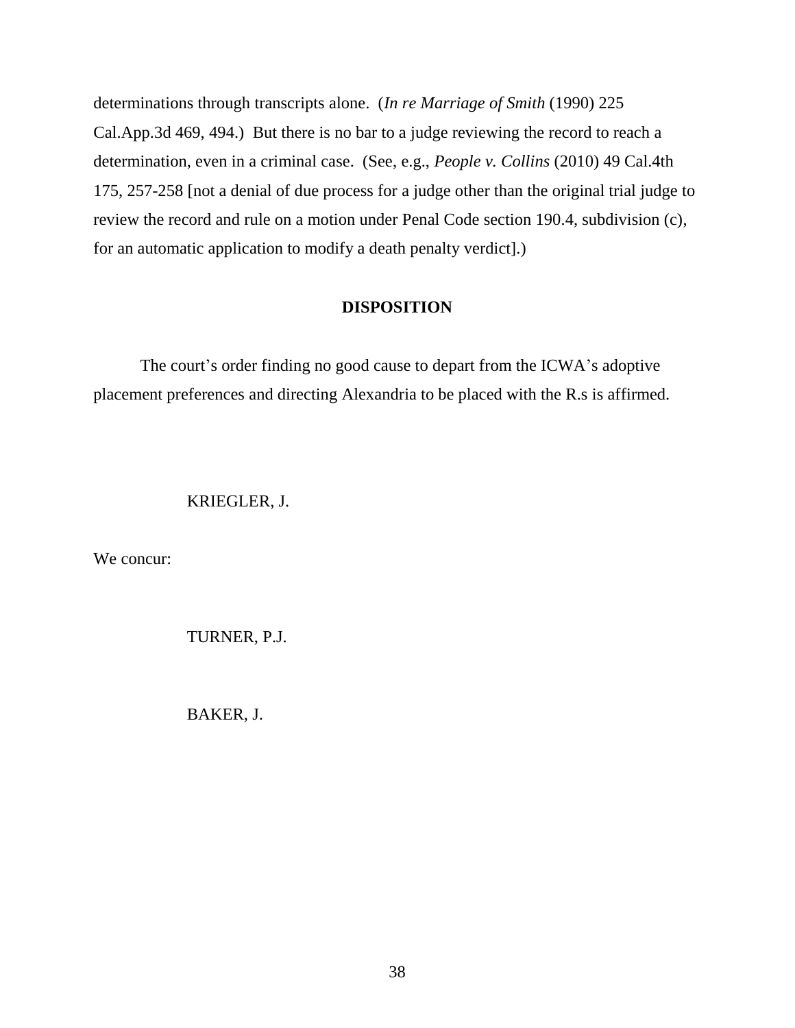determinations through transcripts alone. (*In re Marriage of Smith* (1990) 225 Cal.App.3d 469, 494.) But there is no bar to a judge reviewing the record to reach a determination, even in a criminal case. (See, e.g., *People v. Collins* (2010) 49 Cal.4th 175, 257-258 [not a denial of due process for a judge other than the original trial judge to review the record and rule on a motion under Penal Code section 190.4, subdivision (c), for an automatic application to modify a death penalty verdict].)

## DISPOSITION

The court's order finding no good cause to depart from the ICWA's adoptive placement preferences and directing Alexandria to be placed with the R.s is affirmed.

KRIEGLER, J.

We concur:

TURNER, P.J.

BAKER, J.